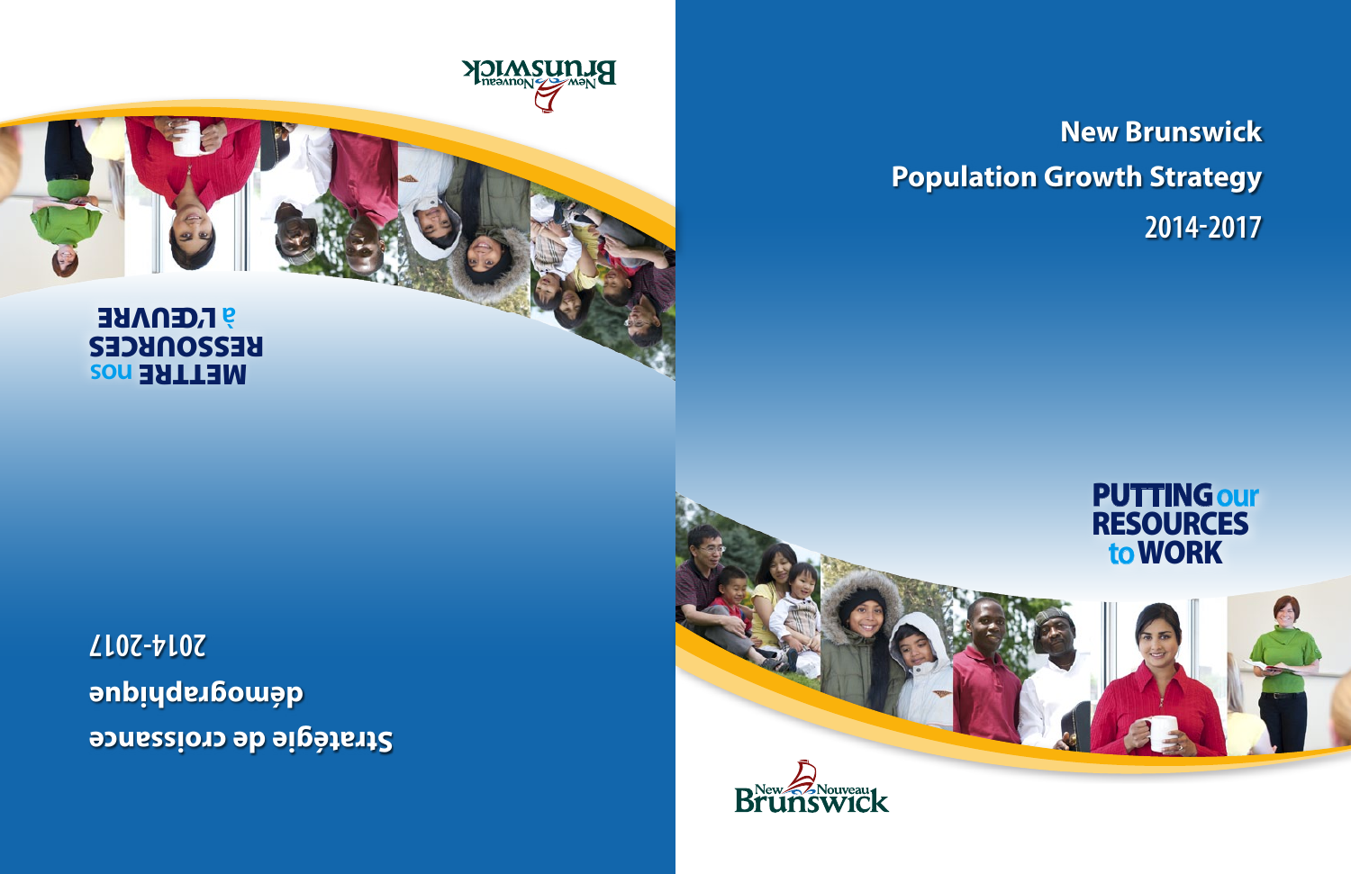# New Brunswick Population Growth Strategy 2014-2017

**PUTTING our RESOURCES to WORK**

New Nouveau Brunswick

# Stratégie de croissance démographique 2014-2017

**METTRE nos RESSOURCES à L'ŒUVRE**

New Nouveau Brunswick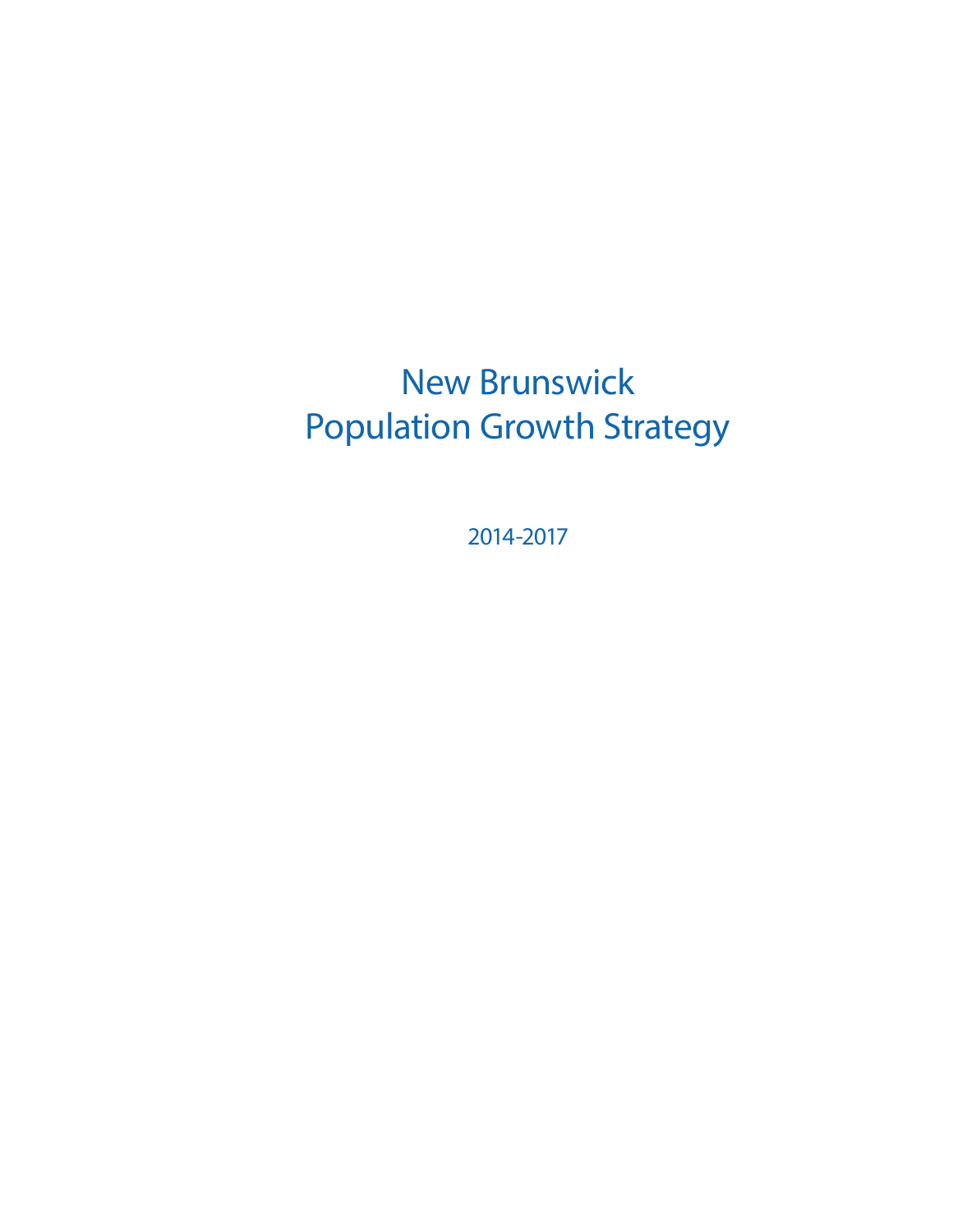# New Brunswick Population Growth Strategy

2014-2017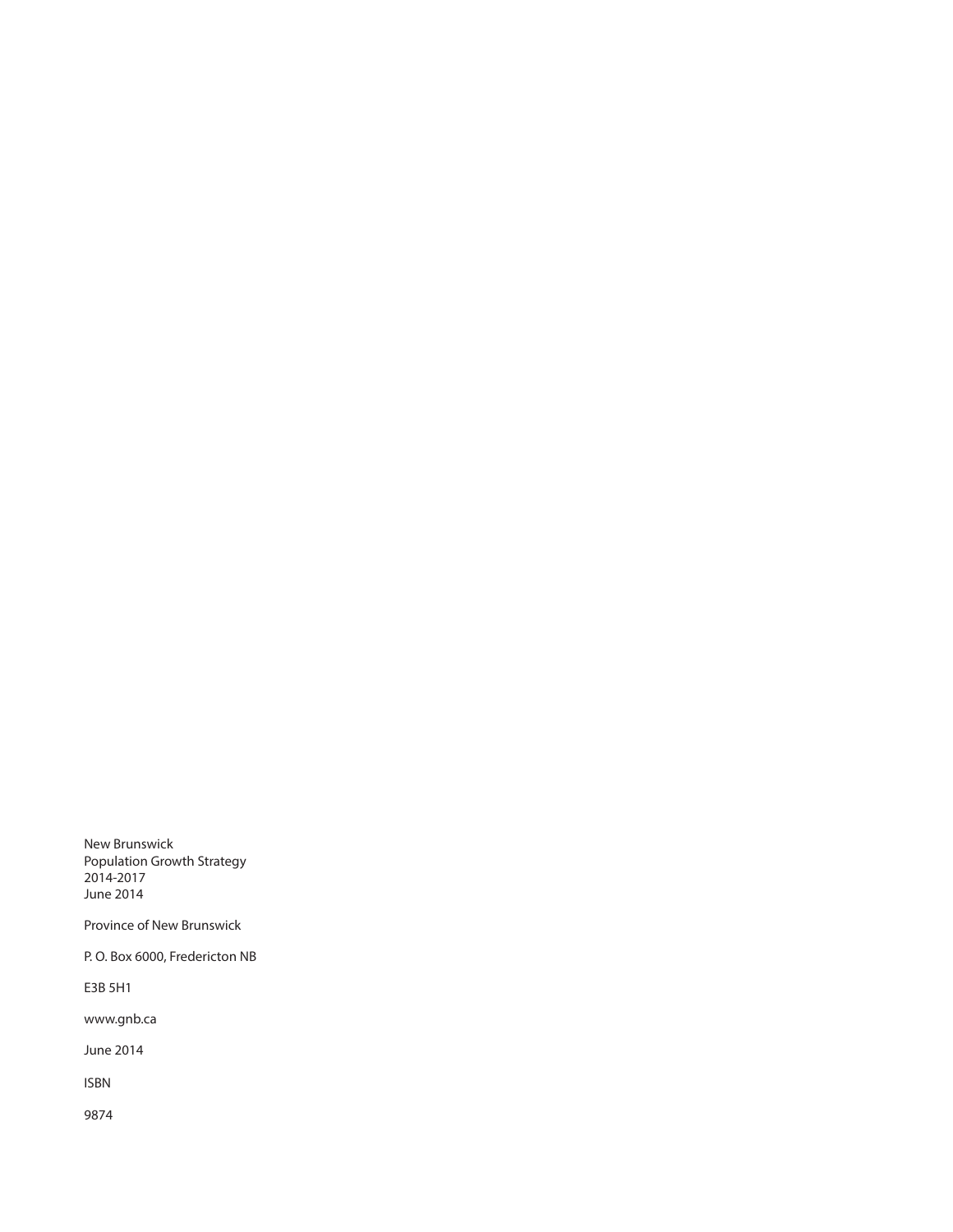New Brunswick
Population Growth Strategy
2014-2017
June 2014

Province of New Brunswick

P. O. Box 6000, Fredericton NB

E3B 5H1

www.gnb.ca

June 2014

ISBN

9874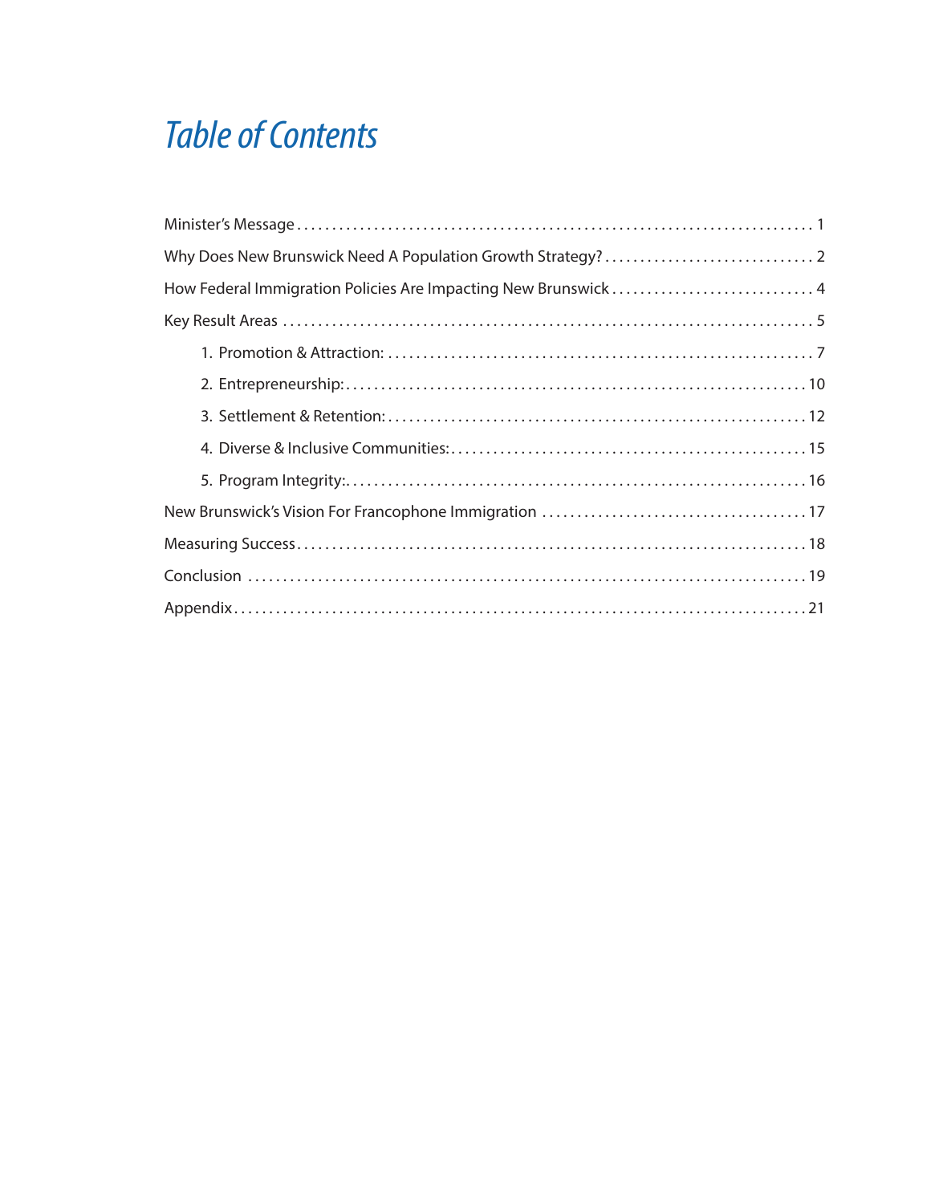# Table of Contents

Minister's Message . . . . . . . . . . 1

Why Does New Brunswick Need A Population Growth Strategy? . . . . . . . . . . 2

How Federal Immigration Policies Are Impacting New Brunswick . . . . . . . . . . 4

Key Result Areas . . . . . . . . . . 5

1. Promotion & Attraction: . . . . . . . . . . 7
2. Entrepreneurship: . . . . . . . . . . 10
3. Settlement & Retention: . . . . . . . . . . 12
4. Diverse & Inclusive Communities: . . . . . . . . . . 15
5. Program Integrity: . . . . . . . . . . 16

New Brunswick's Vision For Francophone Immigration . . . . . . . . . . 17

Measuring Success . . . . . . . . . . 18

Conclusion . . . . . . . . . . 19

Appendix . . . . . . . . . . 21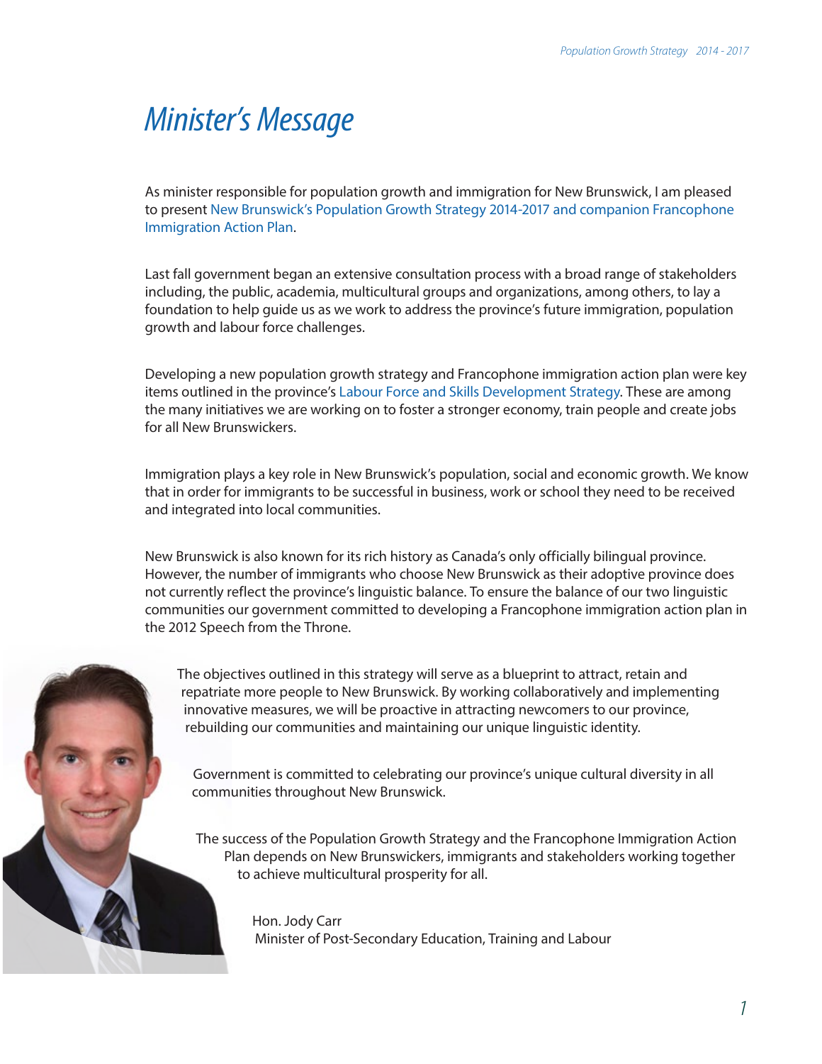# Minister's Message

As minister responsible for population growth and immigration for New Brunswick, I am pleased to present New Brunswick's Population Growth Strategy 2014-2017 and companion Francophone Immigration Action Plan.

Last fall government began an extensive consultation process with a broad range of stakeholders including, the public, academia, multicultural groups and organizations, among others, to lay a foundation to help guide us as we work to address the province's future immigration, population growth and labour force challenges.

Developing a new population growth strategy and Francophone immigration action plan were key items outlined in the province's Labour Force and Skills Development Strategy. These are among the many initiatives we are working on to foster a stronger economy, train people and create jobs for all New Brunswickers.

Immigration plays a key role in New Brunswick's population, social and economic growth. We know that in order for immigrants to be successful in business, work or school they need to be received and integrated into local communities.

New Brunswick is also known for its rich history as Canada's only officially bilingual province. However, the number of immigrants who choose New Brunswick as their adoptive province does not currently reflect the province's linguistic balance. To ensure the balance of our two linguistic communities our government committed to developing a Francophone immigration action plan in the 2012 Speech from the Throne.

The objectives outlined in this strategy will serve as a blueprint to attract, retain and repatriate more people to New Brunswick. By working collaboratively and implementing innovative measures, we will be proactive in attracting newcomers to our province, rebuilding our communities and maintaining our unique linguistic identity.

Government is committed to celebrating our province's unique cultural diversity in all communities throughout New Brunswick.

The success of the Population Growth Strategy and the Francophone Immigration Action Plan depends on New Brunswickers, immigrants and stakeholders working together to achieve multicultural prosperity for all.

Hon. Jody Carr
Minister of Post-Secondary Education, Training and Labour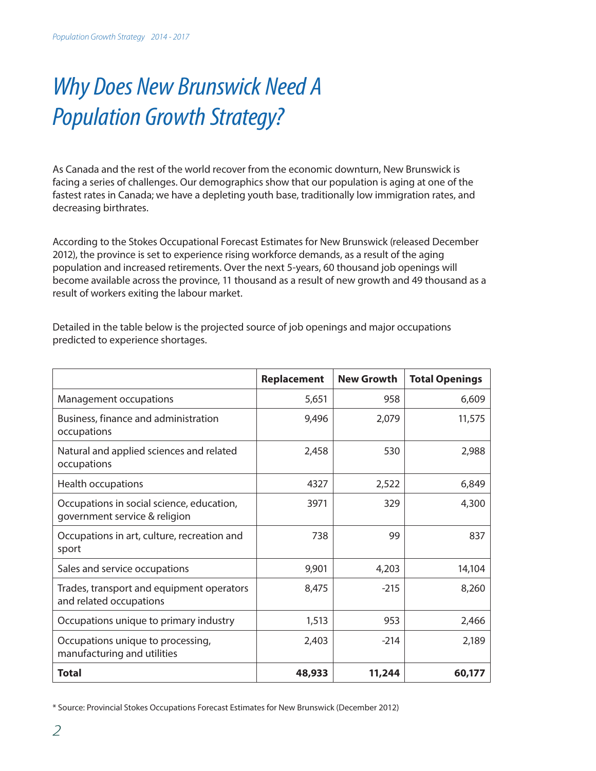# Why Does New Brunswick Need A Population Growth Strategy?

As Canada and the rest of the world recover from the economic downturn, New Brunswick is facing a series of challenges. Our demographics show that our population is aging at one of the fastest rates in Canada; we have a depleting youth base, traditionally low immigration rates, and decreasing birthrates.

According to the Stokes Occupational Forecast Estimates for New Brunswick (released December 2012), the province is set to experience rising workforce demands, as a result of the aging population and increased retirements. Over the next 5-years, 60 thousand job openings will become available across the province, 11 thousand as a result of new growth and 49 thousand as a result of workers exiting the labour market.

Detailed in the table below is the projected source of job openings and major occupations predicted to experience shortages.

| | Replacement | New Growth | Total Openings |
|---|---|---|---|
| Management occupations | 5,651 | 958 | 6,609 |
| Business, finance and administration occupations | 9,496 | 2,079 | 11,575 |
| Natural and applied sciences and related occupations | 2,458 | 530 | 2,988 |
| Health occupations | 4327 | 2,522 | 6,849 |
| Occupations in social science, education, government service & religion | 3971 | 329 | 4,300 |
| Occupations in art, culture, recreation and sport | 738 | 99 | 837 |
| Sales and service occupations | 9,901 | 4,203 | 14,104 |
| Trades, transport and equipment operators and related occupations | 8,475 | -215 | 8,260 |
| Occupations unique to primary industry | 1,513 | 953 | 2,466 |
| Occupations unique to processing, manufacturing and utilities | 2,403 | -214 | 2,189 |
| **Total** | **48,933** | **11,244** | **60,177** |

* Source: Provincial Stokes Occupations Forecast Estimates for New Brunswick (December 2012)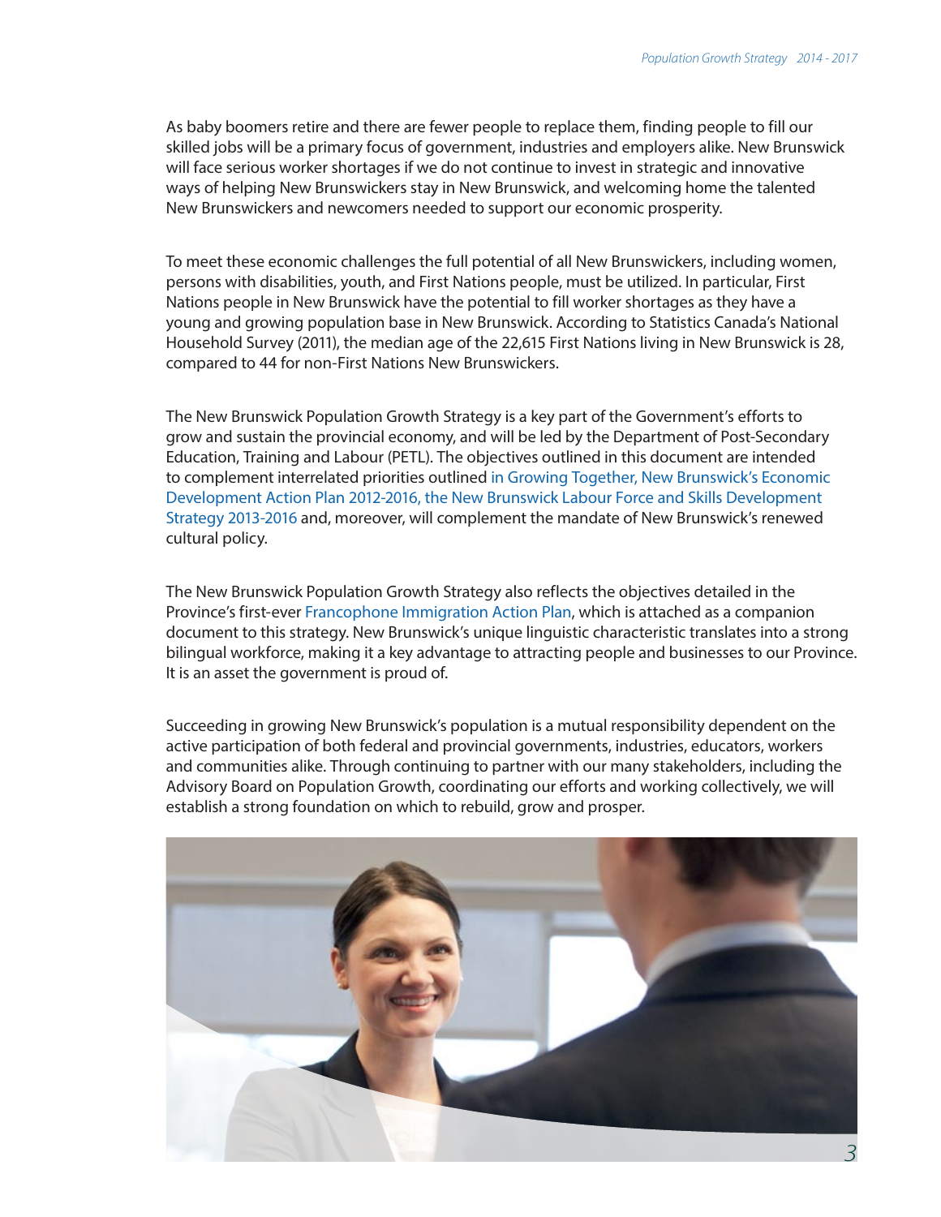As baby boomers retire and there are fewer people to replace them, finding people to fill our skilled jobs will be a primary focus of government, industries and employers alike. New Brunswick will face serious worker shortages if we do not continue to invest in strategic and innovative ways of helping New Brunswickers stay in New Brunswick, and welcoming home the talented New Brunswickers and newcomers needed to support our economic prosperity.

To meet these economic challenges the full potential of all New Brunswickers, including women, persons with disabilities, youth, and First Nations people, must be utilized. In particular, First Nations people in New Brunswick have the potential to fill worker shortages as they have a young and growing population base in New Brunswick. According to Statistics Canada's National Household Survey (2011), the median age of the 22,615 First Nations living in New Brunswick is 28, compared to 44 for non-First Nations New Brunswickers.

The New Brunswick Population Growth Strategy is a key part of the Government's efforts to grow and sustain the provincial economy, and will be led by the Department of Post-Secondary Education, Training and Labour (PETL). The objectives outlined in this document are intended to complement interrelated priorities outlined in Growing Together, New Brunswick's Economic Development Action Plan 2012-2016, the New Brunswick Labour Force and Skills Development Strategy 2013-2016 and, moreover, will complement the mandate of New Brunswick's renewed cultural policy.

The New Brunswick Population Growth Strategy also reflects the objectives detailed in the Province's first-ever Francophone Immigration Action Plan, which is attached as a companion document to this strategy. New Brunswick's unique linguistic characteristic translates into a strong bilingual workforce, making it a key advantage to attracting people and businesses to our Province. It is an asset the government is proud of.

Succeeding in growing New Brunswick's population is a mutual responsibility dependent on the active participation of both federal and provincial governments, industries, educators, workers and communities alike. Through continuing to partner with our many stakeholders, including the Advisory Board on Population Growth, coordinating our efforts and working collectively, we will establish a strong foundation on which to rebuild, grow and prosper.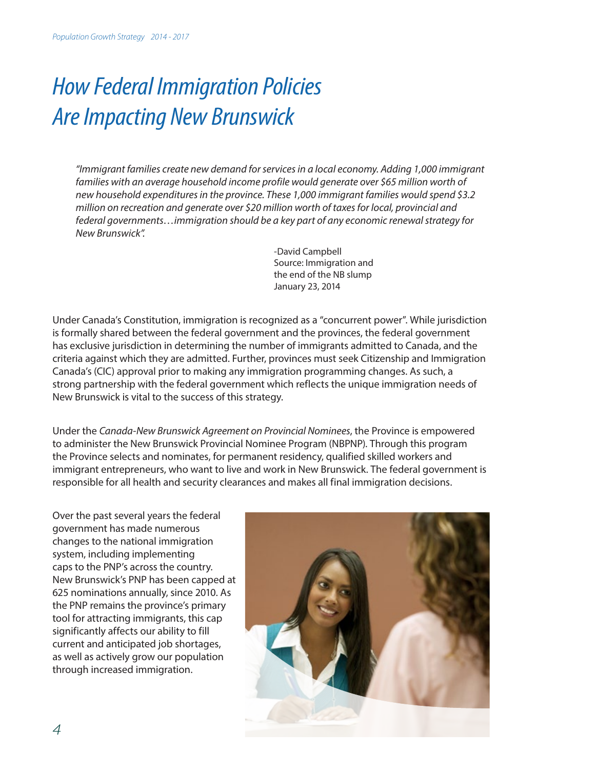# *How Federal Immigration Policies Are Impacting New Brunswick*

> *"Immigrant families create new demand for services in a local economy. Adding 1,000 immigrant families with an average household income profile would generate over $65 million worth of new household expenditures in the province. These 1,000 immigrant families would spend $3.2 million on recreation and generate over $20 million worth of taxes for local, provincial and federal governments…immigration should be a key part of any economic renewal strategy for New Brunswick".*
>
> -David Campbell
> Source: Immigration and the end of the NB slump
> January 23, 2014

Under Canada's Constitution, immigration is recognized as a "concurrent power". While jurisdiction is formally shared between the federal government and the provinces, the federal government has exclusive jurisdiction in determining the number of immigrants admitted to Canada, and the criteria against which they are admitted. Further, provinces must seek Citizenship and Immigration Canada's (CIC) approval prior to making any immigration programming changes. As such, a strong partnership with the federal government which reflects the unique immigration needs of New Brunswick is vital to the success of this strategy.

Under the *Canada-New Brunswick Agreement on Provincial Nominees*, the Province is empowered to administer the New Brunswick Provincial Nominee Program (NBPNP). Through this program the Province selects and nominates, for permanent residency, qualified skilled workers and immigrant entrepreneurs, who want to live and work in New Brunswick. The federal government is responsible for all health and security clearances and makes all final immigration decisions.

Over the past several years the federal government has made numerous changes to the national immigration system, including implementing caps to the PNP's across the country. New Brunswick's PNP has been capped at 625 nominations annually, since 2010. As the PNP remains the province's primary tool for attracting immigrants, this cap significantly affects our ability to fill current and anticipated job shortages, as well as actively grow our population through increased immigration.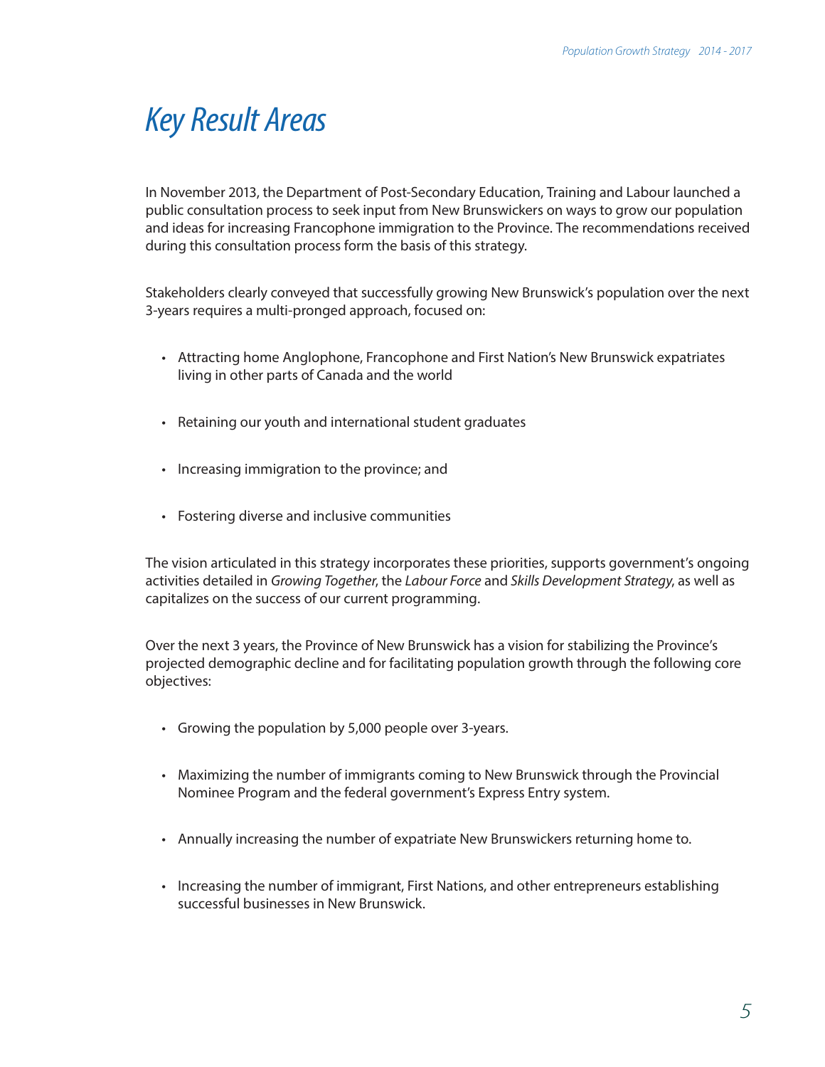# *Key Result Areas*

In November 2013, the Department of Post-Secondary Education, Training and Labour launched a public consultation process to seek input from New Brunswickers on ways to grow our population and ideas for increasing Francophone immigration to the Province. The recommendations received during this consultation process form the basis of this strategy.

Stakeholders clearly conveyed that successfully growing New Brunswick's population over the next 3-years requires a multi-pronged approach, focused on:

- Attracting home Anglophone, Francophone and First Nation's New Brunswick expatriates living in other parts of Canada and the world
- Retaining our youth and international student graduates
- Increasing immigration to the province; and
- Fostering diverse and inclusive communities

The vision articulated in this strategy incorporates these priorities, supports government's ongoing activities detailed in *Growing Together*, the *Labour Force* and *Skills Development Strategy*, as well as capitalizes on the success of our current programming.

Over the next 3 years, the Province of New Brunswick has a vision for stabilizing the Province's projected demographic decline and for facilitating population growth through the following core objectives:

- Growing the population by 5,000 people over 3-years.
- Maximizing the number of immigrants coming to New Brunswick through the Provincial Nominee Program and the federal government's Express Entry system.
- Annually increasing the number of expatriate New Brunswickers returning home to.
- Increasing the number of immigrant, First Nations, and other entrepreneurs establishing successful businesses in New Brunswick.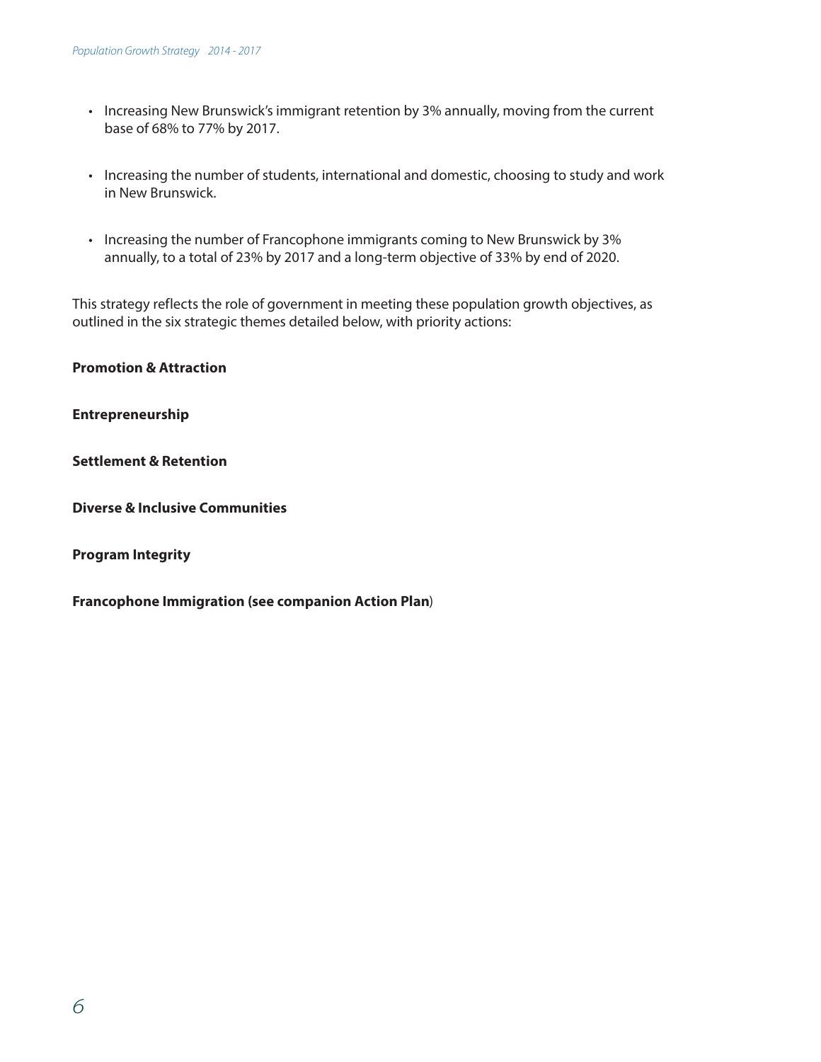- Increasing New Brunswick's immigrant retention by 3% annually, moving from the current base of 68% to 77% by 2017.
- Increasing the number of students, international and domestic, choosing to study and work in New Brunswick.
- Increasing the number of Francophone immigrants coming to New Brunswick by 3% annually, to a total of 23% by 2017 and a long-term objective of 33% by end of 2020.

This strategy reflects the role of government in meeting these population growth objectives, as outlined in the six strategic themes detailed below, with priority actions:

**Promotion & Attraction**

**Entrepreneurship**

**Settlement & Retention**

**Diverse & Inclusive Communities**

**Program Integrity**

**Francophone Immigration (see companion Action Plan**)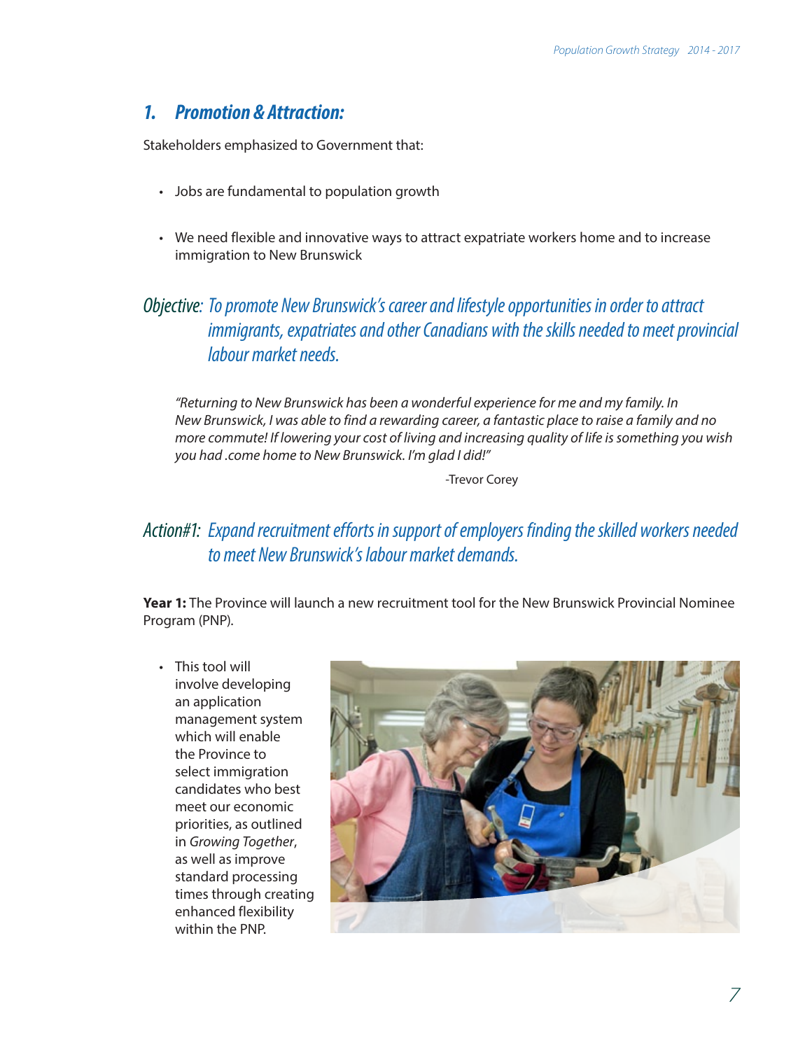## 1. Promotion & Attraction:

Stakeholders emphasized to Government that:

- Jobs are fundamental to population growth
- We need flexible and innovative ways to attract expatriate workers home and to increase immigration to New Brunswick

### *Objective: To promote New Brunswick's career and lifestyle opportunities in order to attract immigrants, expatriates and other Canadians with the skills needed to meet provincial labour market needs.*

> *"Returning to New Brunswick has been a wonderful experience for me and my family. In New Brunswick, I was able to find a rewarding career, a fantastic place to raise a family and no more commute! If lowering your cost of living and increasing quality of life is something you wish you had .come home to New Brunswick. I'm glad I did!"*
>
> -Trevor Corey

### *Action#1: Expand recruitment efforts in support of employers finding the skilled workers needed to meet New Brunswick's labour market demands.*

**Year 1:** The Province will launch a new recruitment tool for the New Brunswick Provincial Nominee Program (PNP).

- This tool will involve developing an application management system which will enable the Province to select immigration candidates who best meet our economic priorities, as outlined in *Growing Together*, as well as improve standard processing times through creating enhanced flexibility within the PNP.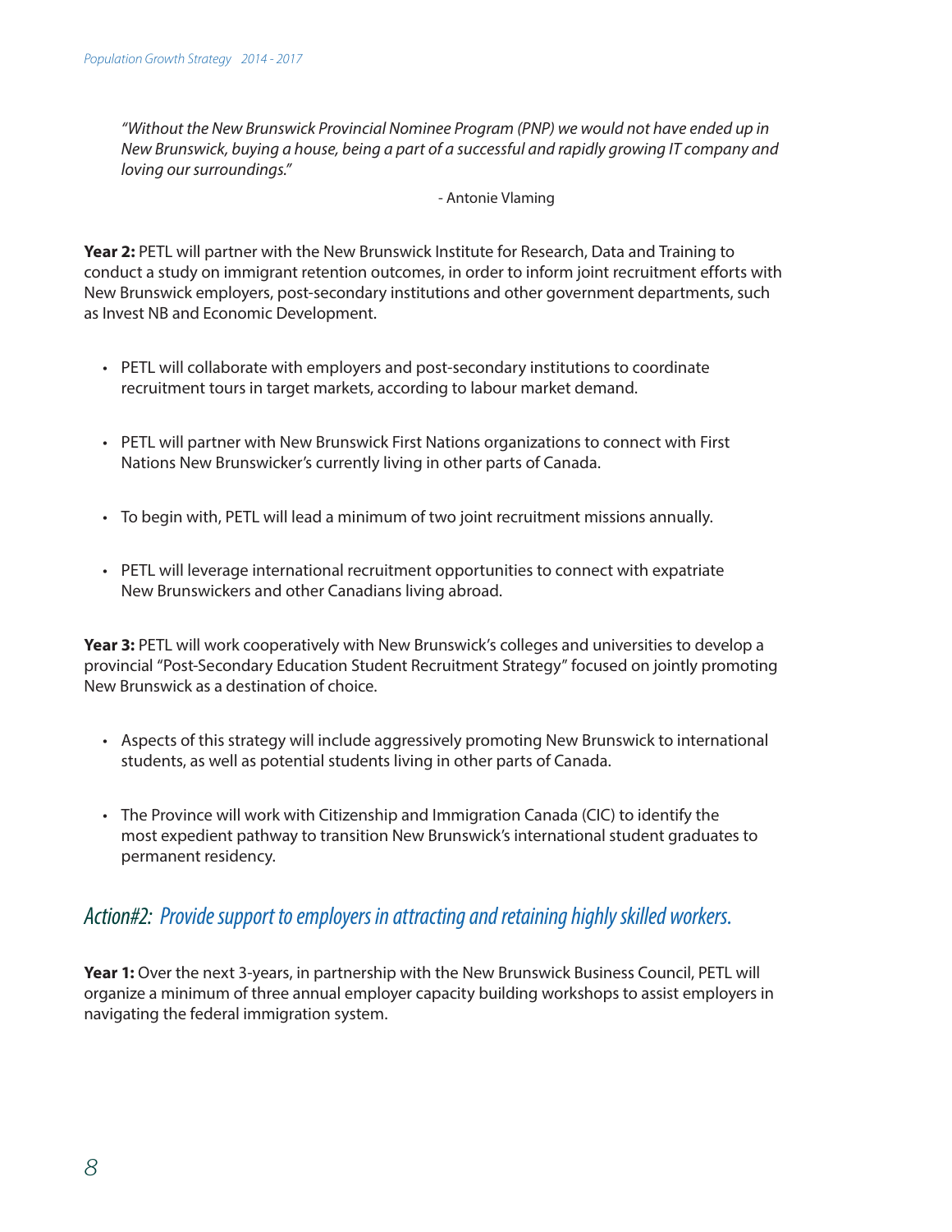*"Without the New Brunswick Provincial Nominee Program (PNP) we would not have ended up in New Brunswick, buying a house, being a part of a successful and rapidly growing IT company and loving our surroundings."*

- Antonie Vlaming

**Year 2:** PETL will partner with the New Brunswick Institute for Research, Data and Training to conduct a study on immigrant retention outcomes, in order to inform joint recruitment efforts with New Brunswick employers, post-secondary institutions and other government departments, such as Invest NB and Economic Development.

- PETL will collaborate with employers and post-secondary institutions to coordinate recruitment tours in target markets, according to labour market demand.
- PETL will partner with New Brunswick First Nations organizations to connect with First Nations New Brunswicker's currently living in other parts of Canada.
- To begin with, PETL will lead a minimum of two joint recruitment missions annually.
- PETL will leverage international recruitment opportunities to connect with expatriate New Brunswickers and other Canadians living abroad.

**Year 3:** PETL will work cooperatively with New Brunswick's colleges and universities to develop a provincial "Post-Secondary Education Student Recruitment Strategy" focused on jointly promoting New Brunswick as a destination of choice.

- Aspects of this strategy will include aggressively promoting New Brunswick to international students, as well as potential students living in other parts of Canada.
- The Province will work with Citizenship and Immigration Canada (CIC) to identify the most expedient pathway to transition New Brunswick's international student graduates to permanent residency.

## *Action#2: Provide support to employers in attracting and retaining highly skilled workers.*

**Year 1:** Over the next 3-years, in partnership with the New Brunswick Business Council, PETL will organize a minimum of three annual employer capacity building workshops to assist employers in navigating the federal immigration system.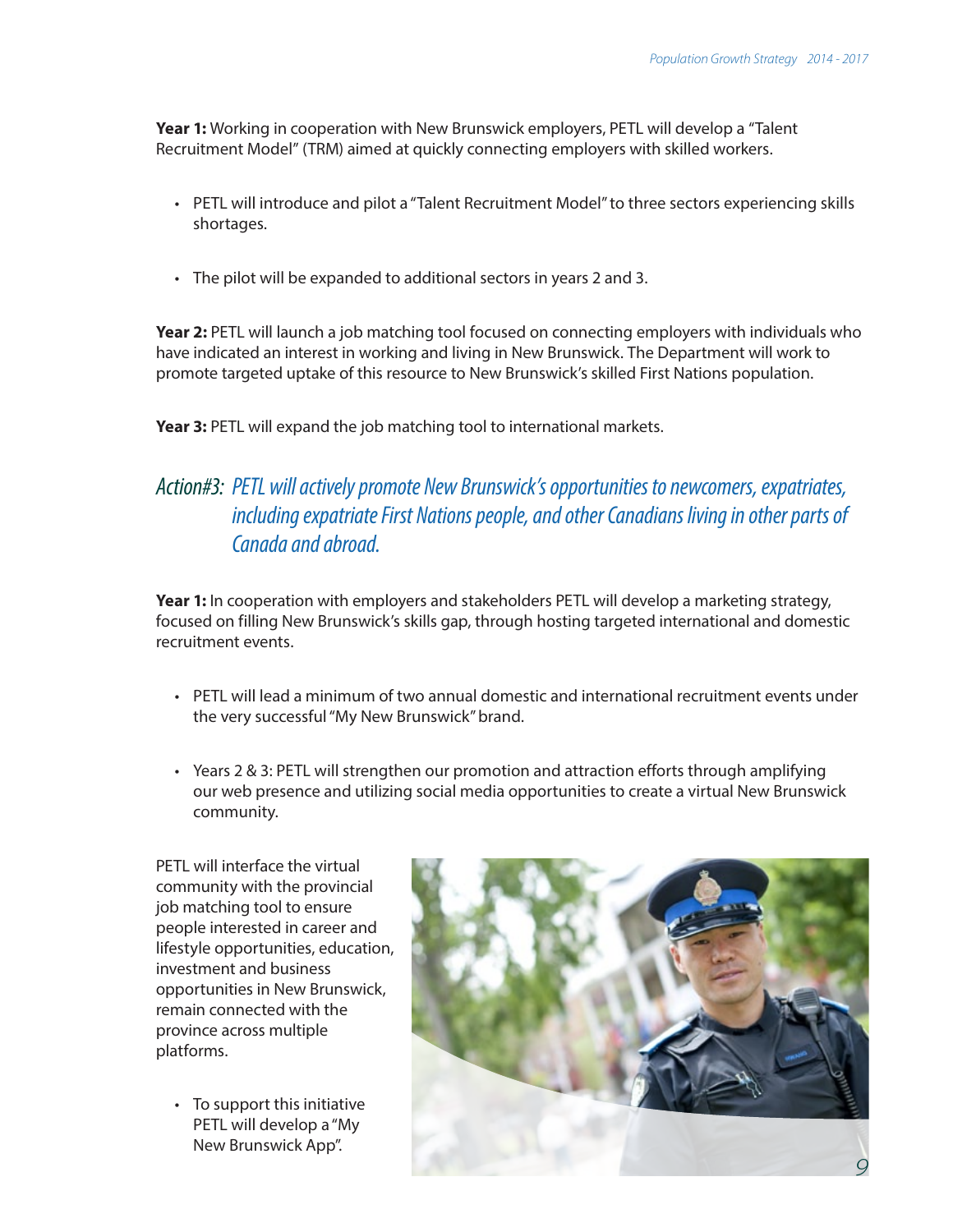**Year 1:** Working in cooperation with New Brunswick employers, PETL will develop a "Talent Recruitment Model" (TRM) aimed at quickly connecting employers with skilled workers.

- PETL will introduce and pilot a "Talent Recruitment Model" to three sectors experiencing skills shortages.
- The pilot will be expanded to additional sectors in years 2 and 3.

**Year 2:** PETL will launch a job matching tool focused on connecting employers with individuals who have indicated an interest in working and living in New Brunswick. The Department will work to promote targeted uptake of this resource to New Brunswick's skilled First Nations population.

**Year 3:** PETL will expand the job matching tool to international markets.

## *Action#3: PETL will actively promote New Brunswick's opportunities to newcomers, expatriates, including expatriate First Nations people, and other Canadians living in other parts of Canada and abroad.*

**Year 1:** In cooperation with employers and stakeholders PETL will develop a marketing strategy, focused on filling New Brunswick's skills gap, through hosting targeted international and domestic recruitment events.

- PETL will lead a minimum of two annual domestic and international recruitment events under the very successful "My New Brunswick" brand.
- Years 2 & 3: PETL will strengthen our promotion and attraction efforts through amplifying our web presence and utilizing social media opportunities to create a virtual New Brunswick community.

PETL will interface the virtual community with the provincial job matching tool to ensure people interested in career and lifestyle opportunities, education, investment and business opportunities in New Brunswick, remain connected with the province across multiple platforms.

- To support this initiative PETL will develop a "My New Brunswick App".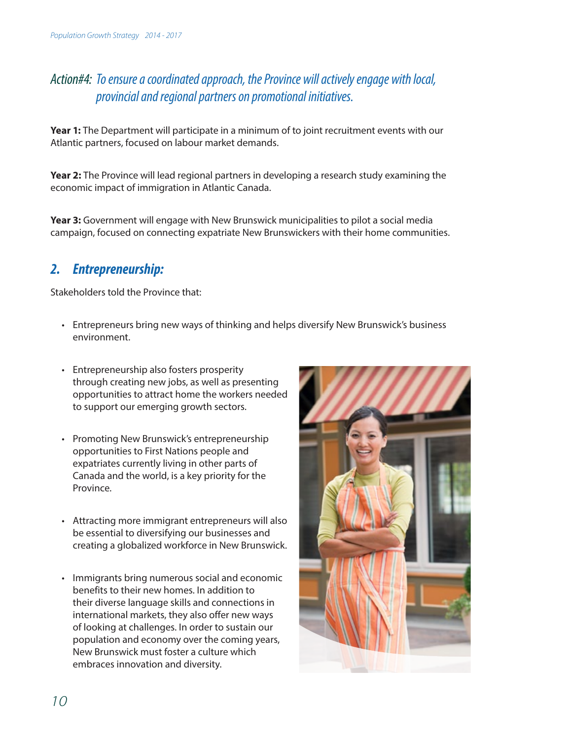### *Action#4: To ensure a coordinated approach, the Province will actively engage with local, provincial and regional partners on promotional initiatives.*

**Year 1:** The Department will participate in a minimum of to joint recruitment events with our Atlantic partners, focused on labour market demands.

**Year 2:** The Province will lead regional partners in developing a research study examining the economic impact of immigration in Atlantic Canada.

**Year 3:** Government will engage with New Brunswick municipalities to pilot a social media campaign, focused on connecting expatriate New Brunswickers with their home communities.

## *2. Entrepreneurship:*

Stakeholders told the Province that:

- Entrepreneurs bring new ways of thinking and helps diversify New Brunswick's business environment.
- Entrepreneurship also fosters prosperity through creating new jobs, as well as presenting opportunities to attract home the workers needed to support our emerging growth sectors.
- Promoting New Brunswick's entrepreneurship opportunities to First Nations people and expatriates currently living in other parts of Canada and the world, is a key priority for the Province.
- Attracting more immigrant entrepreneurs will also be essential to diversifying our businesses and creating a globalized workforce in New Brunswick.
- Immigrants bring numerous social and economic benefits to their new homes. In addition to their diverse language skills and connections in international markets, they also offer new ways of looking at challenges. In order to sustain our population and economy over the coming years, New Brunswick must foster a culture which embraces innovation and diversity.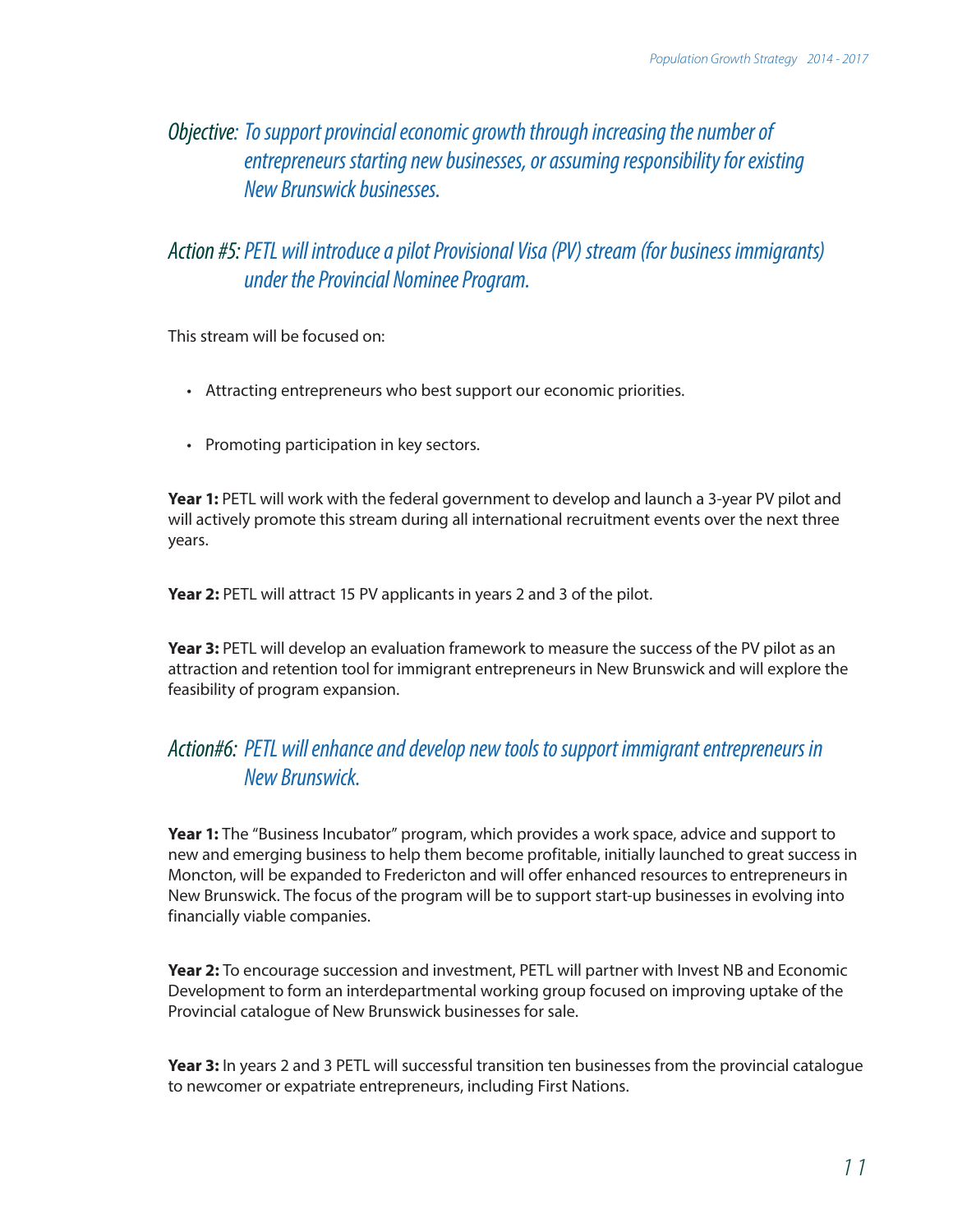## *Objective: To support provincial economic growth through increasing the number of entrepreneurs starting new businesses, or assuming responsibility for existing New Brunswick businesses.*

## *Action #5: PETL will introduce a pilot Provisional Visa (PV) stream (for business immigrants) under the Provincial Nominee Program.*

This stream will be focused on:

- Attracting entrepreneurs who best support our economic priorities.
- Promoting participation in key sectors.

**Year 1:** PETL will work with the federal government to develop and launch a 3-year PV pilot and will actively promote this stream during all international recruitment events over the next three years.

**Year 2:** PETL will attract 15 PV applicants in years 2 and 3 of the pilot.

**Year 3:** PETL will develop an evaluation framework to measure the success of the PV pilot as an attraction and retention tool for immigrant entrepreneurs in New Brunswick and will explore the feasibility of program expansion.

## *Action#6: PETL will enhance and develop new tools to support immigrant entrepreneurs in New Brunswick.*

**Year 1:** The "Business Incubator" program, which provides a work space, advice and support to new and emerging business to help them become profitable, initially launched to great success in Moncton, will be expanded to Fredericton and will offer enhanced resources to entrepreneurs in New Brunswick. The focus of the program will be to support start-up businesses in evolving into financially viable companies.

**Year 2:** To encourage succession and investment, PETL will partner with Invest NB and Economic Development to form an interdepartmental working group focused on improving uptake of the Provincial catalogue of New Brunswick businesses for sale.

**Year 3:** In years 2 and 3 PETL will successful transition ten businesses from the provincial catalogue to newcomer or expatriate entrepreneurs, including First Nations.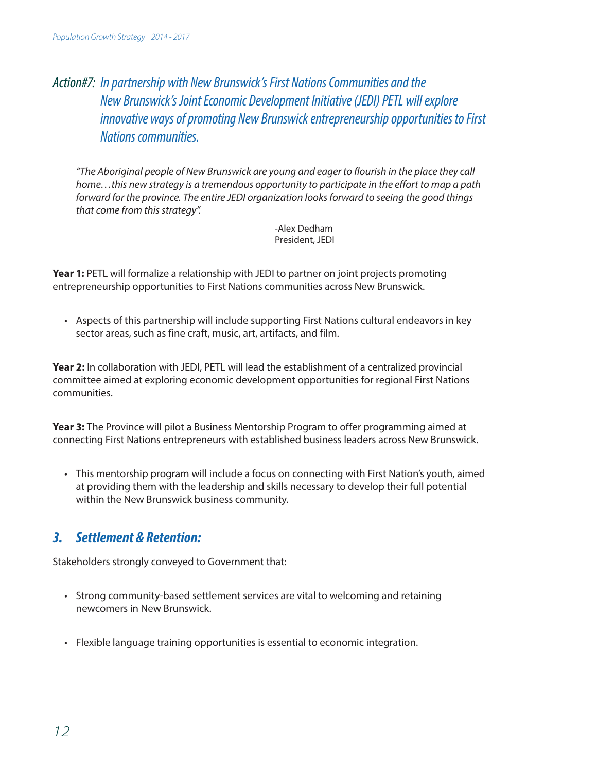### *Action#7: In partnership with New Brunswick's First Nations Communities and the New Brunswick's Joint Economic Development Initiative (JEDI) PETL will explore innovative ways of promoting New Brunswick entrepreneurship opportunities to First Nations communities.*

> *"The Aboriginal people of New Brunswick are young and eager to flourish in the place they call home…this new strategy is a tremendous opportunity to participate in the effort to map a path forward for the province. The entire JEDI organization looks forward to seeing the good things that come from this strategy".*
>
> -Alex Dedham
> President, JEDI

**Year 1:** PETL will formalize a relationship with JEDI to partner on joint projects promoting entrepreneurship opportunities to First Nations communities across New Brunswick.

- Aspects of this partnership will include supporting First Nations cultural endeavors in key sector areas, such as fine craft, music, art, artifacts, and film.

**Year 2:** In collaboration with JEDI, PETL will lead the establishment of a centralized provincial committee aimed at exploring economic development opportunities for regional First Nations communities.

**Year 3:** The Province will pilot a Business Mentorship Program to offer programming aimed at connecting First Nations entrepreneurs with established business leaders across New Brunswick.

- This mentorship program will include a focus on connecting with First Nation's youth, aimed at providing them with the leadership and skills necessary to develop their full potential within the New Brunswick business community.

## *3. Settlement & Retention:*

Stakeholders strongly conveyed to Government that:

- Strong community-based settlement services are vital to welcoming and retaining newcomers in New Brunswick.
- Flexible language training opportunities is essential to economic integration.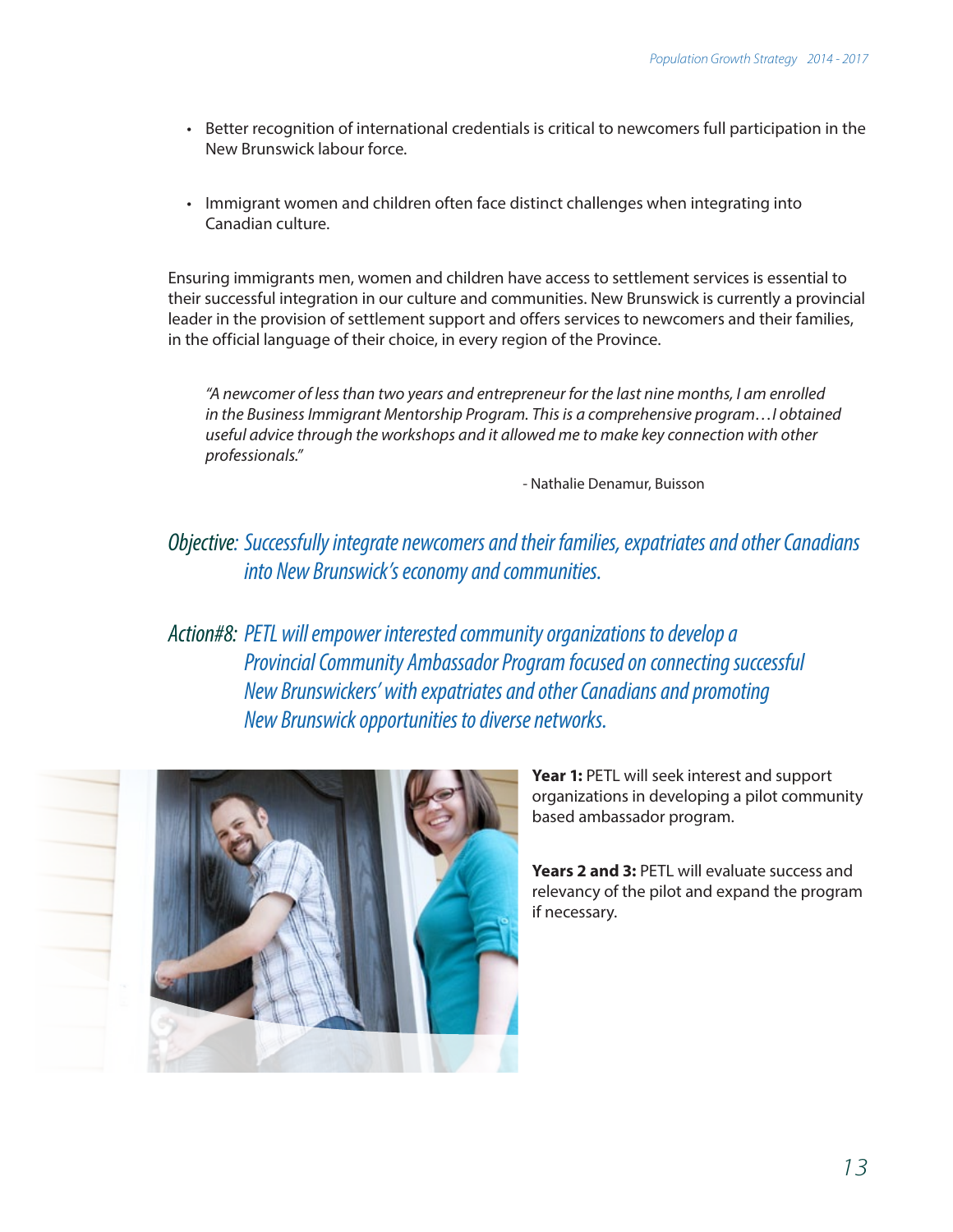- Better recognition of international credentials is critical to newcomers full participation in the New Brunswick labour force.

- Immigrant women and children often face distinct challenges when integrating into Canadian culture.

Ensuring immigrants men, women and children have access to settlement services is essential to their successful integration in our culture and communities. New Brunswick is currently a provincial leader in the provision of settlement support and offers services to newcomers and their families, in the official language of their choice, in every region of the Province.

> *"A newcomer of less than two years and entrepreneur for the last nine months, I am enrolled in the Business Immigrant Mentorship Program. This is a comprehensive program…I obtained useful advice through the workshops and it allowed me to make key connection with other professionals."*
>
> \- Nathalie Denamur, Buisson

### *Objective: Successfully integrate newcomers and their families, expatriates and other Canadians into New Brunswick's economy and communities.*

### *Action#8: PETL will empower interested community organizations to develop a Provincial Community Ambassador Program focused on connecting successful New Brunswickers' with expatriates and other Canadians and promoting New Brunswick opportunities to diverse networks.*

**Year 1:** PETL will seek interest and support organizations in developing a pilot community based ambassador program.

**Years 2 and 3:** PETL will evaluate success and relevancy of the pilot and expand the program if necessary.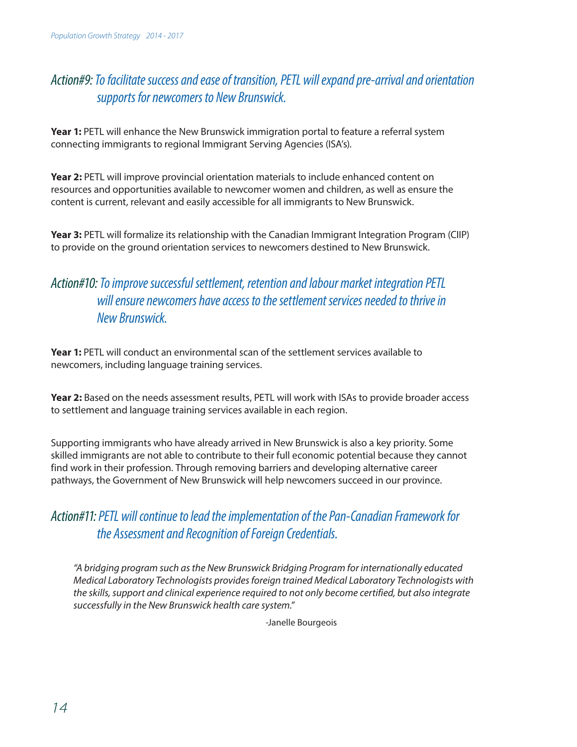## *Action#9: To facilitate success and ease of transition, PETL will expand pre-arrival and orientation supports for newcomers to New Brunswick.*

**Year 1:** PETL will enhance the New Brunswick immigration portal to feature a referral system connecting immigrants to regional Immigrant Serving Agencies (ISA's).

**Year 2:** PETL will improve provincial orientation materials to include enhanced content on resources and opportunities available to newcomer women and children, as well as ensure the content is current, relevant and easily accessible for all immigrants to New Brunswick.

**Year 3:** PETL will formalize its relationship with the Canadian Immigrant Integration Program (CIIP) to provide on the ground orientation services to newcomers destined to New Brunswick.

## *Action#10: To improve successful settlement, retention and labour market integration PETL will ensure newcomers have access to the settlement services needed to thrive in New Brunswick.*

**Year 1:** PETL will conduct an environmental scan of the settlement services available to newcomers, including language training services.

**Year 2:** Based on the needs assessment results, PETL will work with ISAs to provide broader access to settlement and language training services available in each region.

Supporting immigrants who have already arrived in New Brunswick is also a key priority. Some skilled immigrants are not able to contribute to their full economic potential because they cannot find work in their profession. Through removing barriers and developing alternative career pathways, the Government of New Brunswick will help newcomers succeed in our province.

## *Action#11: PETL will continue to lead the implementation of the Pan-Canadian Framework for the Assessment and Recognition of Foreign Credentials.*

> *"A bridging program such as the New Brunswick Bridging Program for internationally educated Medical Laboratory Technologists provides foreign trained Medical Laboratory Technologists with the skills, support and clinical experience required to not only become certified, but also integrate successfully in the New Brunswick health care system."*
>
> -Janelle Bourgeois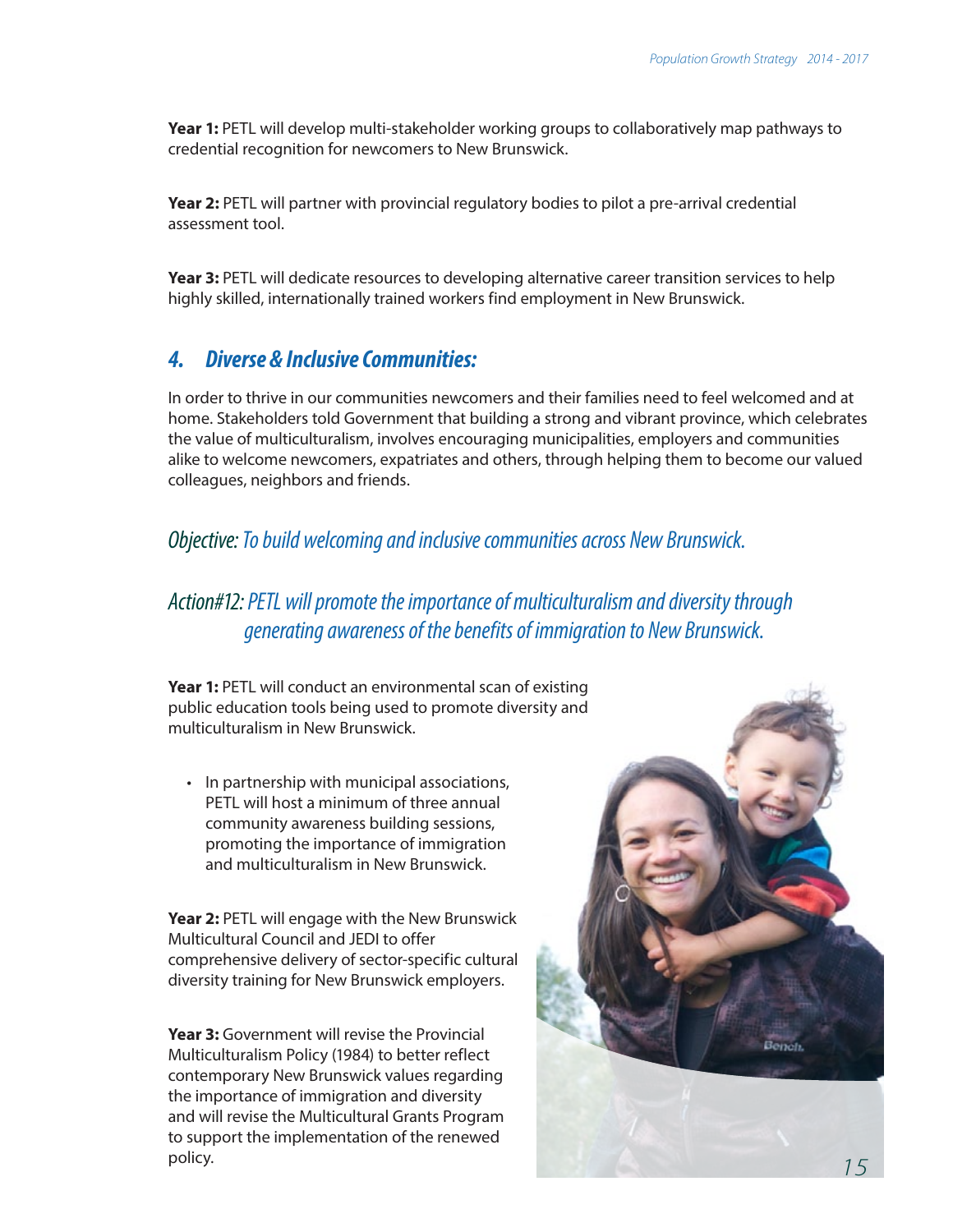**Year 1:** PETL will develop multi-stakeholder working groups to collaboratively map pathways to credential recognition for newcomers to New Brunswick.

**Year 2:** PETL will partner with provincial regulatory bodies to pilot a pre-arrival credential assessment tool.

**Year 3:** PETL will dedicate resources to developing alternative career transition services to help highly skilled, internationally trained workers find employment in New Brunswick.

## 4. *Diverse & Inclusive Communities:*

In order to thrive in our communities newcomers and their families need to feel welcomed and at home. Stakeholders told Government that building a strong and vibrant province, which celebrates the value of multiculturalism, involves encouraging municipalities, employers and communities alike to welcome newcomers, expatriates and others, through helping them to become our valued colleagues, neighbors and friends.

### *Objective: To build welcoming and inclusive communities across New Brunswick.*

### *Action#12: PETL will promote the importance of multiculturalism and diversity through generating awareness of the benefits of immigration to New Brunswick.*

**Year 1:** PETL will conduct an environmental scan of existing public education tools being used to promote diversity and multiculturalism in New Brunswick.

- In partnership with municipal associations, PETL will host a minimum of three annual community awareness building sessions, promoting the importance of immigration and multiculturalism in New Brunswick.

**Year 2:** PETL will engage with the New Brunswick Multicultural Council and JEDI to offer comprehensive delivery of sector-specific cultural diversity training for New Brunswick employers.

**Year 3:** Government will revise the Provincial Multiculturalism Policy (1984) to better reflect contemporary New Brunswick values regarding the importance of immigration and diversity and will revise the Multicultural Grants Program to support the implementation of the renewed policy.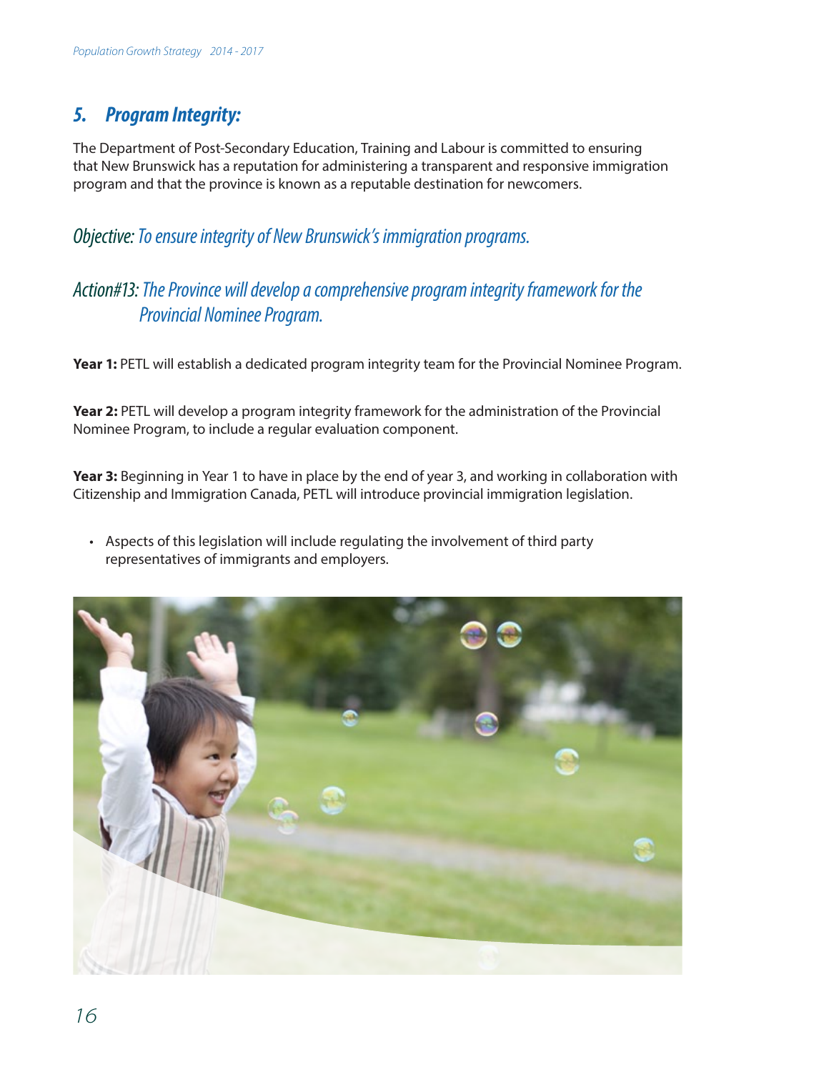## 5. Program Integrity:

The Department of Post-Secondary Education, Training and Labour is committed to ensuring that New Brunswick has a reputation for administering a transparent and responsive immigration program and that the province is known as a reputable destination for newcomers.

### *Objective: To ensure integrity of New Brunswick's immigration programs.*

### *Action#13: The Province will develop a comprehensive program integrity framework for the Provincial Nominee Program.*

**Year 1:** PETL will establish a dedicated program integrity team for the Provincial Nominee Program.

**Year 2:** PETL will develop a program integrity framework for the administration of the Provincial Nominee Program, to include a regular evaluation component.

**Year 3:** Beginning in Year 1 to have in place by the end of year 3, and working in collaboration with Citizenship and Immigration Canada, PETL will introduce provincial immigration legislation.

- Aspects of this legislation will include regulating the involvement of third party representatives of immigrants and employers.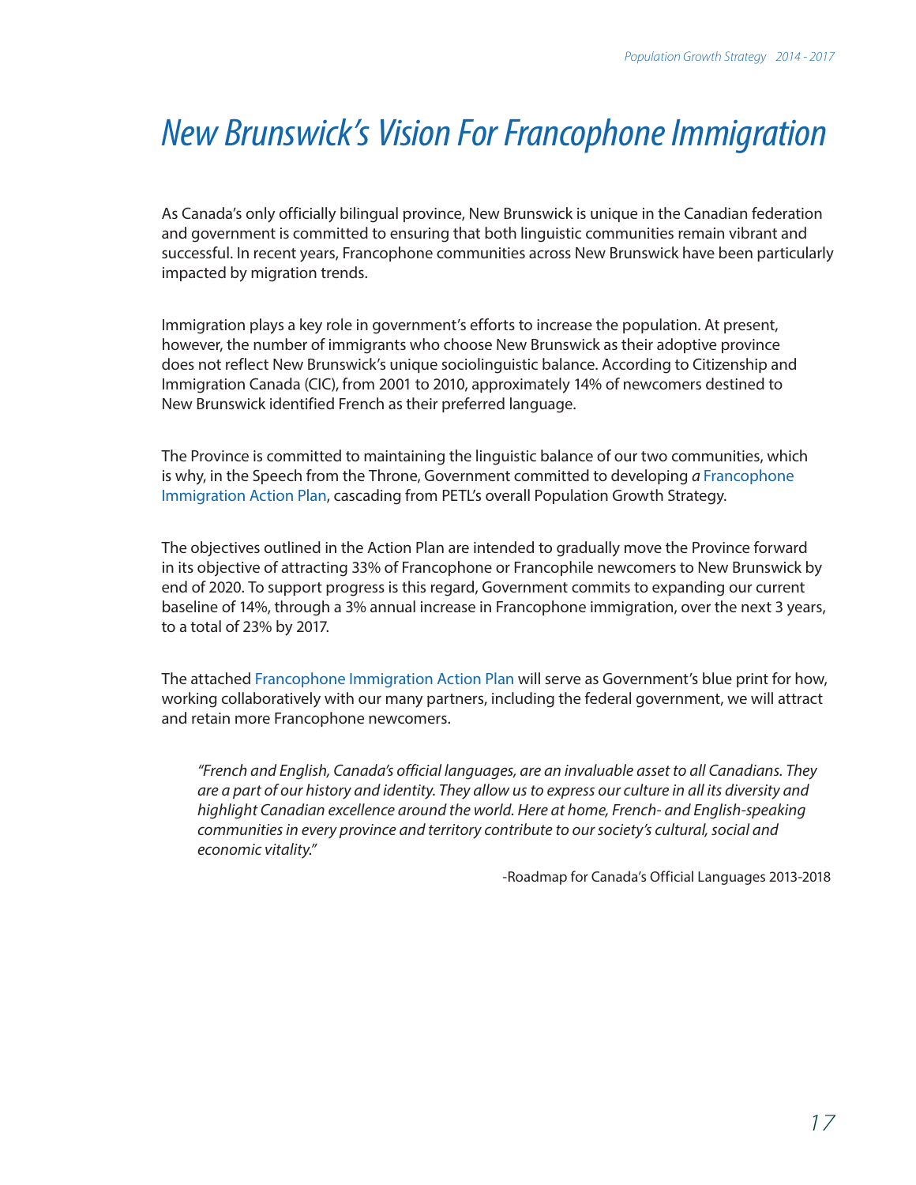# New Brunswick's Vision For Francophone Immigration

As Canada's only officially bilingual province, New Brunswick is unique in the Canadian federation and government is committed to ensuring that both linguistic communities remain vibrant and successful. In recent years, Francophone communities across New Brunswick have been particularly impacted by migration trends.

Immigration plays a key role in government's efforts to increase the population. At present, however, the number of immigrants who choose New Brunswick as their adoptive province does not reflect New Brunswick's unique sociolinguistic balance. According to Citizenship and Immigration Canada (CIC), from 2001 to 2010, approximately 14% of newcomers destined to New Brunswick identified French as their preferred language.

The Province is committed to maintaining the linguistic balance of our two communities, which is why, in the Speech from the Throne, Government committed to developing *a* Francophone Immigration Action Plan, cascading from PETL's overall Population Growth Strategy.

The objectives outlined in the Action Plan are intended to gradually move the Province forward in its objective of attracting 33% of Francophone or Francophile newcomers to New Brunswick by end of 2020. To support progress is this regard, Government commits to expanding our current baseline of 14%, through a 3% annual increase in Francophone immigration, over the next 3 years, to a total of 23% by 2017.

The attached Francophone Immigration Action Plan will serve as Government's blue print for how, working collaboratively with our many partners, including the federal government, we will attract and retain more Francophone newcomers.

> *"French and English, Canada's official languages, are an invaluable asset to all Canadians. They are a part of our history and identity. They allow us to express our culture in all its diversity and highlight Canadian excellence around the world. Here at home, French- and English-speaking communities in every province and territory contribute to our society's cultural, social and economic vitality."*
>
> -Roadmap for Canada's Official Languages 2013-2018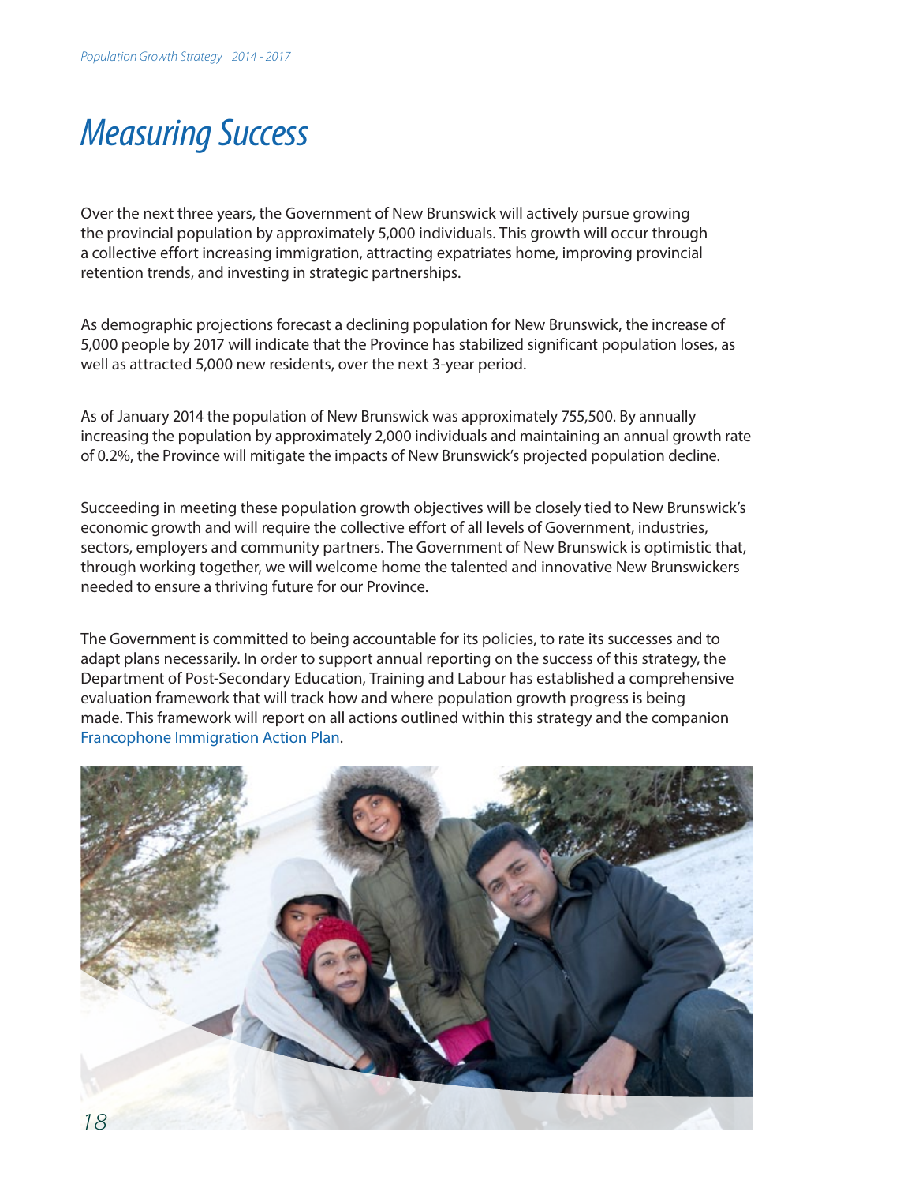# Measuring Success

Over the next three years, the Government of New Brunswick will actively pursue growing the provincial population by approximately 5,000 individuals. This growth will occur through a collective effort increasing immigration, attracting expatriates home, improving provincial retention trends, and investing in strategic partnerships.

As demographic projections forecast a declining population for New Brunswick, the increase of 5,000 people by 2017 will indicate that the Province has stabilized significant population loses, as well as attracted 5,000 new residents, over the next 3-year period.

As of January 2014 the population of New Brunswick was approximately 755,500. By annually increasing the population by approximately 2,000 individuals and maintaining an annual growth rate of 0.2%, the Province will mitigate the impacts of New Brunswick's projected population decline.

Succeeding in meeting these population growth objectives will be closely tied to New Brunswick's economic growth and will require the collective effort of all levels of Government, industries, sectors, employers and community partners. The Government of New Brunswick is optimistic that, through working together, we will welcome home the talented and innovative New Brunswickers needed to ensure a thriving future for our Province.

The Government is committed to being accountable for its policies, to rate its successes and to adapt plans necessarily. In order to support annual reporting on the success of this strategy, the Department of Post-Secondary Education, Training and Labour has established a comprehensive evaluation framework that will track how and where population growth progress is being made. This framework will report on all actions outlined within this strategy and the companion Francophone Immigration Action Plan.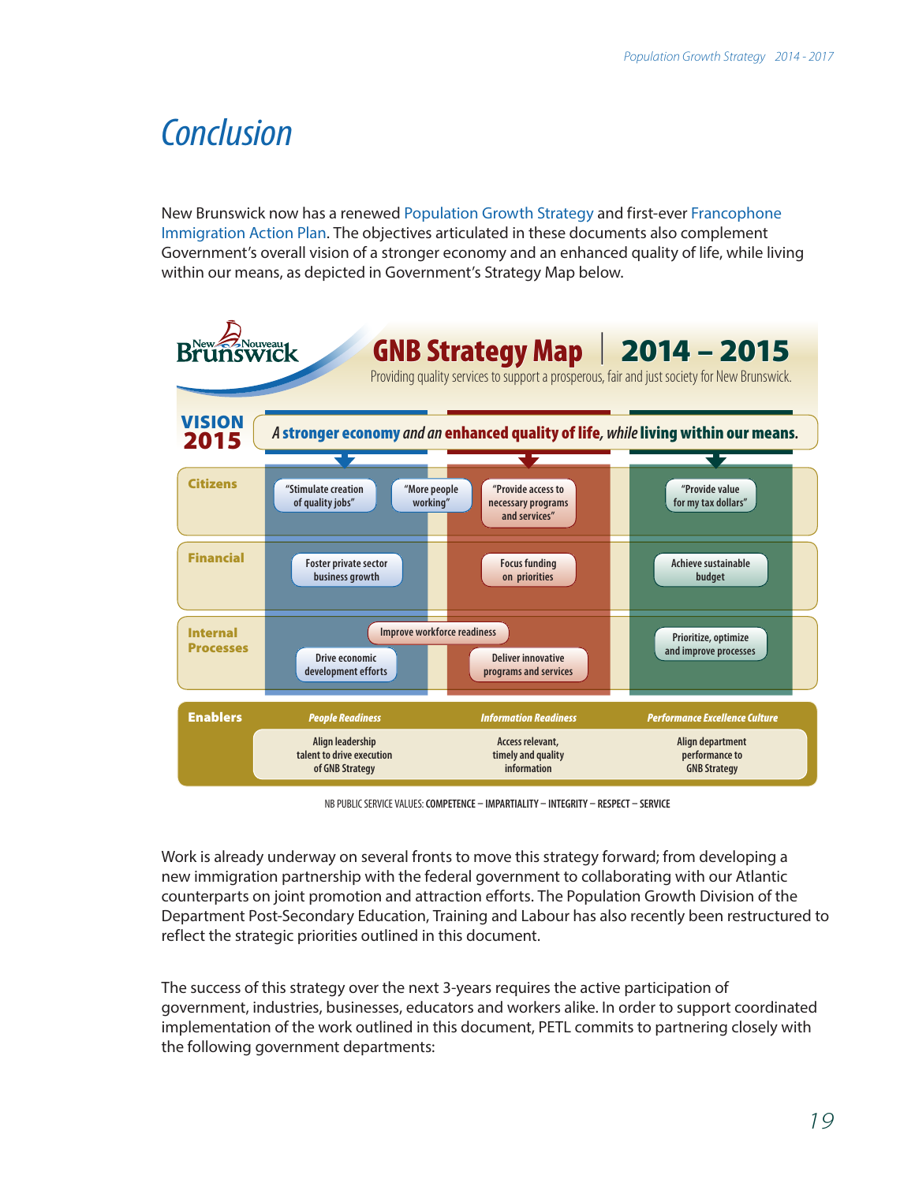# Conclusion

New Brunswick now has a renewed Population Growth Strategy and first-ever Francophone Immigration Action Plan. The objectives articulated in these documents also complement Government's overall vision of a stronger economy and an enhanced quality of life, while living within our means, as depicted in Government's Strategy Map below.

**GNB Strategy Map | 2014 – 2015**

Providing quality services to support a prosperous, fair and just society for New Brunswick.

**VISION 2015** — *A* **stronger economy** *and an* **enhanced quality of life***, while* **living within our means.**

| | | | |
|---|---|---|---|
| **Citizens** | "Stimulate creation of quality jobs"; "More people working" | "Provide access to necessary programs and services" | "Provide value for my tax dollars" |
| **Financial** | Foster private sector business growth | Focus funding on priorities | Achieve sustainable budget |
| **Internal Processes** | Improve workforce readiness; Drive economic development efforts | Deliver innovative programs and services | Prioritize, optimize and improve processes |
| **Enablers** | *People Readiness*: Align leadership talent to drive execution of GNB Strategy | *Information Readiness*: Access relevant, timely and quality information | *Performance Excellence Culture*: Align department performance to GNB Strategy |

NB PUBLIC SERVICE VALUES: COMPETENCE – IMPARTIALITY – INTEGRITY – RESPECT – SERVICE

Work is already underway on several fronts to move this strategy forward; from developing a new immigration partnership with the federal government to collaborating with our Atlantic counterparts on joint promotion and attraction efforts. The Population Growth Division of the Department Post-Secondary Education, Training and Labour has also recently been restructured to reflect the strategic priorities outlined in this document.

The success of this strategy over the next 3-years requires the active participation of government, industries, businesses, educators and workers alike. In order to support coordinated implementation of the work outlined in this document, PETL commits to partnering closely with the following government departments: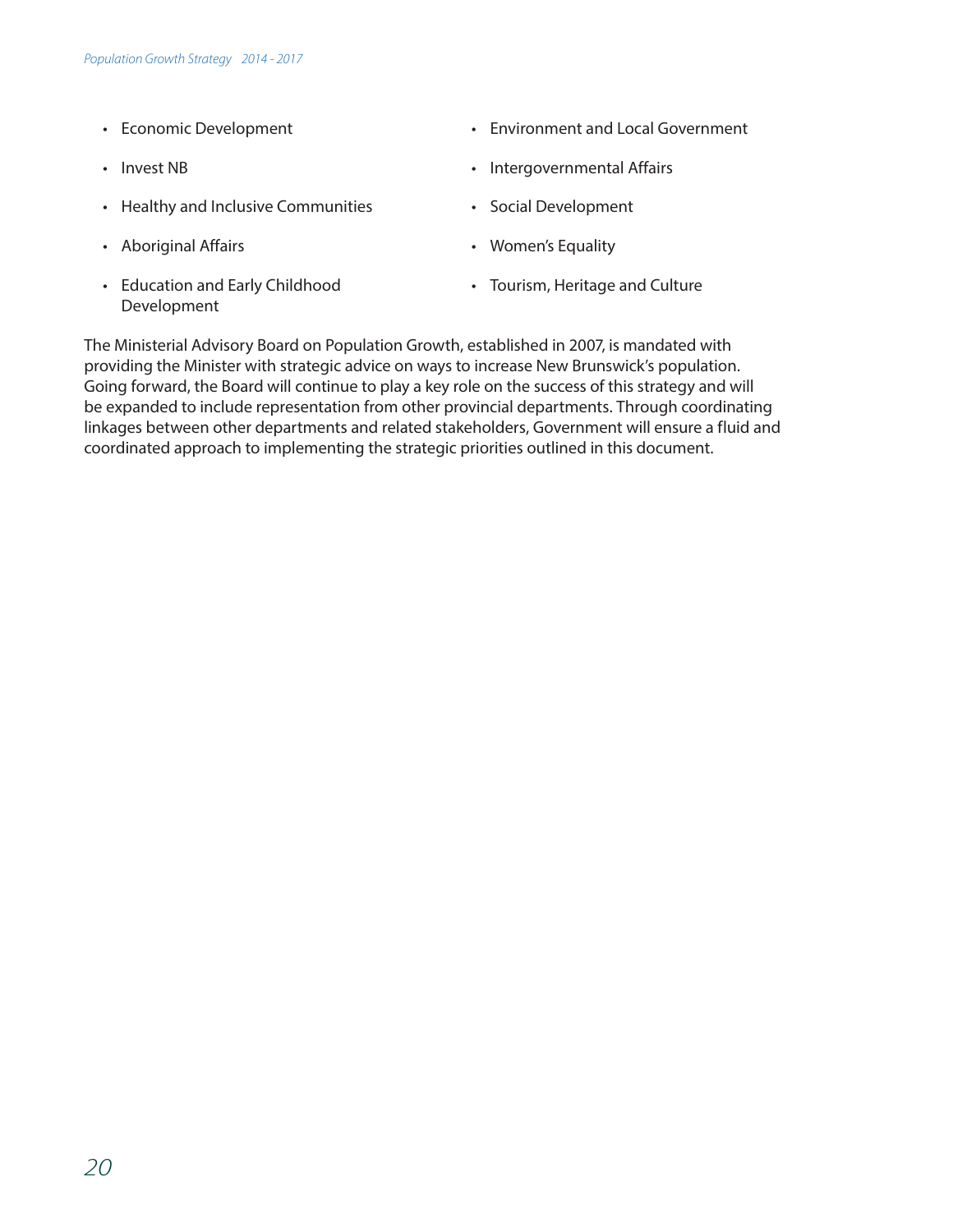- Economic Development
- Invest NB
- Healthy and Inclusive Communities
- Aboriginal Affairs
- Education and Early Childhood Development
- Environment and Local Government
- Intergovernmental Affairs
- Social Development
- Women's Equality
- Tourism, Heritage and Culture

The Ministerial Advisory Board on Population Growth, established in 2007, is mandated with providing the Minister with strategic advice on ways to increase New Brunswick's population. Going forward, the Board will continue to play a key role on the success of this strategy and will be expanded to include representation from other provincial departments. Through coordinating linkages between other departments and related stakeholders, Government will ensure a fluid and coordinated approach to implementing the strategic priorities outlined in this document.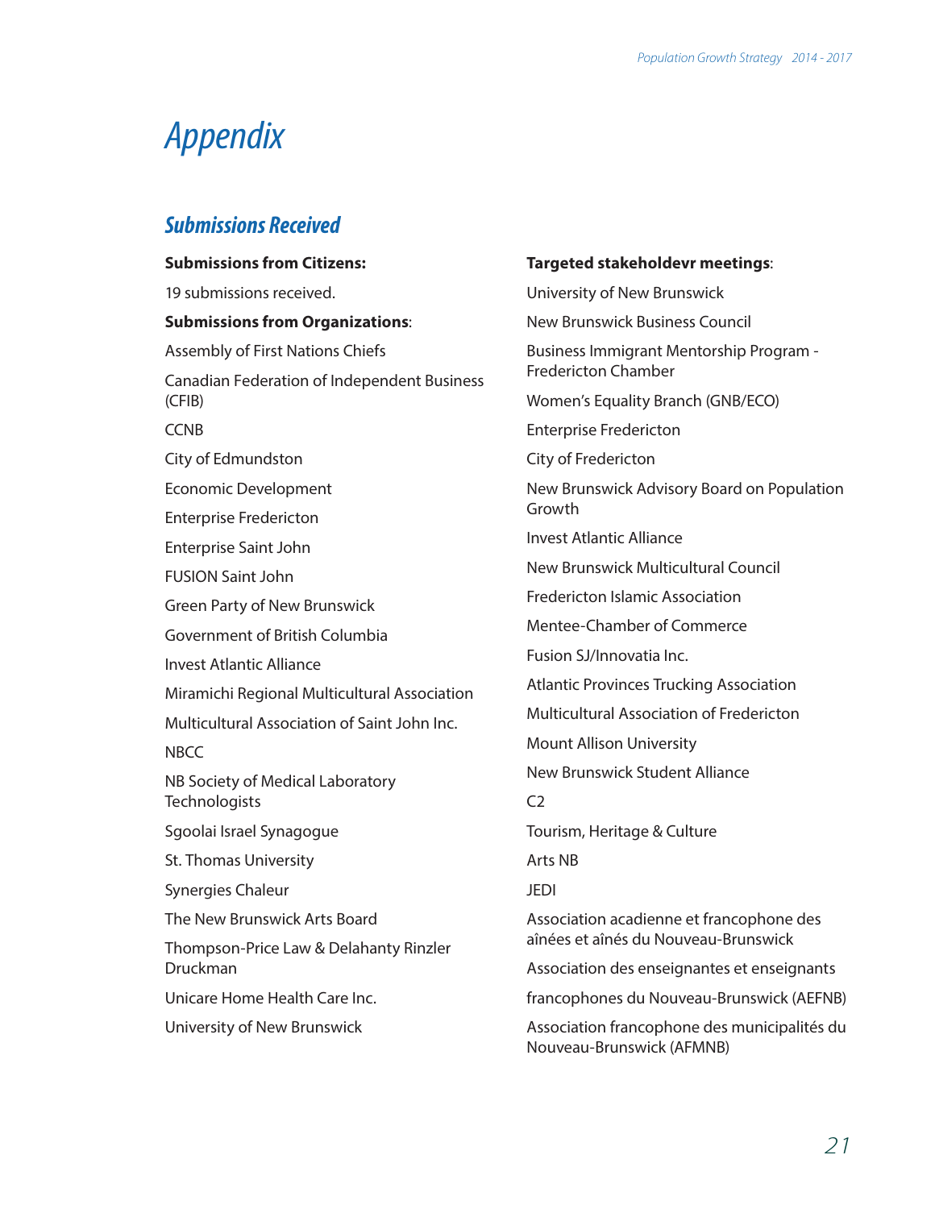# Appendix

## Submissions Received

**Submissions from Citizens:**

19 submissions received.

**Submissions from Organizations**:

Assembly of First Nations Chiefs

Canadian Federation of Independent Business (CFIB)

CCNB

City of Edmundston

Economic Development

Enterprise Fredericton

Enterprise Saint John

FUSION Saint John

Green Party of New Brunswick

Government of British Columbia

Invest Atlantic Alliance

Miramichi Regional Multicultural Association

Multicultural Association of Saint John Inc.

NBCC

NB Society of Medical Laboratory Technologists

Sgoolai Israel Synagogue

St. Thomas University

Synergies Chaleur

The New Brunswick Arts Board

Thompson-Price Law & Delahanty Rinzler Druckman

Unicare Home Health Care Inc.

University of New Brunswick

**Targeted stakeholdevr meetings**:

University of New Brunswick

New Brunswick Business Council

Business Immigrant Mentorship Program - Fredericton Chamber

Women's Equality Branch (GNB/ECO)

Enterprise Fredericton

City of Fredericton

New Brunswick Advisory Board on Population Growth

Invest Atlantic Alliance

New Brunswick Multicultural Council

Fredericton Islamic Association

Mentee-Chamber of Commerce

Fusion SJ/Innovatia Inc.

Atlantic Provinces Trucking Association

Multicultural Association of Fredericton

Mount Allison University

New Brunswick Student Alliance

C2

Tourism, Heritage & Culture

Arts NB

JEDI

Association acadienne et francophone des aînées et aînés du Nouveau-Brunswick

Association des enseignantes et enseignants

francophones du Nouveau-Brunswick (AEFNB)

Association francophone des municipalités du Nouveau-Brunswick (AFMNB)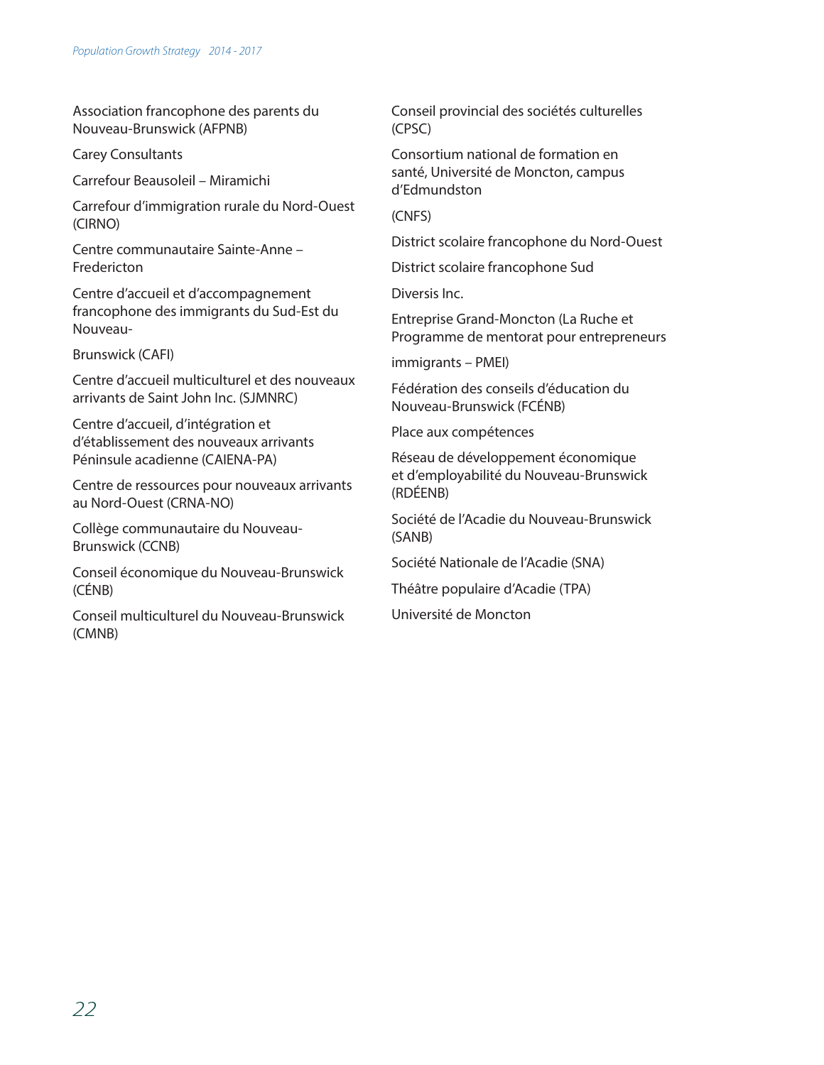Association francophone des parents du Nouveau-Brunswick (AFPNB)

Carey Consultants

Carrefour Beausoleil – Miramichi

Carrefour d'immigration rurale du Nord-Ouest (CIRNO)

Centre communautaire Sainte-Anne – Fredericton

Centre d'accueil et d'accompagnement francophone des immigrants du Sud-Est du Nouveau-

Brunswick (CAFI)

Centre d'accueil multiculturel et des nouveaux arrivants de Saint John Inc. (SJMNRC)

Centre d'accueil, d'intégration et d'établissement des nouveaux arrivants Péninsule acadienne (CAIENA-PA)

Centre de ressources pour nouveaux arrivants au Nord-Ouest (CRNA-NO)

Collège communautaire du Nouveau-Brunswick (CCNB)

Conseil économique du Nouveau-Brunswick (CÉNB)

Conseil multiculturel du Nouveau-Brunswick (CMNB)

Conseil provincial des sociétés culturelles (CPSC)

Consortium national de formation en santé, Université de Moncton, campus d'Edmundston

(CNFS)

District scolaire francophone du Nord-Ouest

District scolaire francophone Sud

Diversis Inc.

Entreprise Grand-Moncton (La Ruche et Programme de mentorat pour entrepreneurs

immigrants – PMEI)

Fédération des conseils d'éducation du Nouveau-Brunswick (FCÉNB)

Place aux compétences

Réseau de développement économique et d'employabilité du Nouveau-Brunswick (RDÉENB)

Société de l'Acadie du Nouveau-Brunswick (SANB)

Société Nationale de l'Acadie (SNA)

Théâtre populaire d'Acadie (TPA)

Université de Moncton